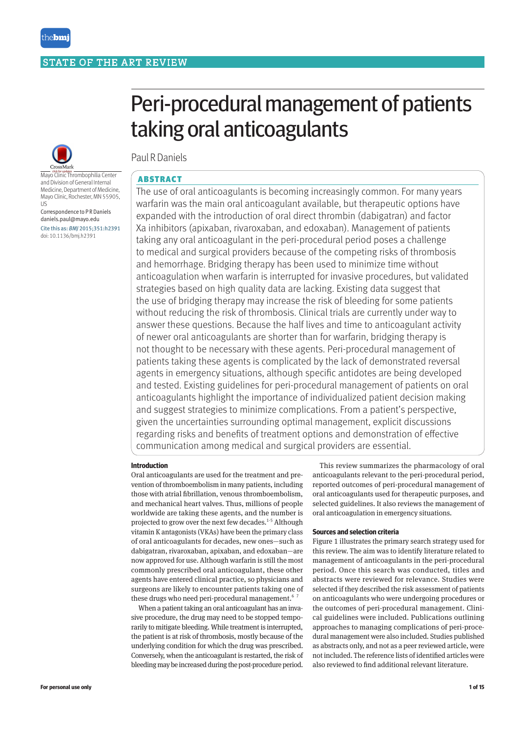STATE OF THE ART REVIEW

# Peri-procedural management of patients taking oral anticoagulants

Paul R Daniels

Mayo Clinic Thrombophilia Center and Division of General Internal Medicine, Department of Medicine, Mayo Clinic, Rochester, MN 55905, US

Correspondence to P R Daniels daniels.paul@mayo.edu

Cite this as: *BMJ* 2015;351:h2391

doi: 10.1136/bmj.h2391

## ABSTRACT

The use of oral anticoagulants is becoming increasingly common. For many years warfarin was the main oral anticoagulant available, but therapeutic options have expanded with the introduction of oral direct thrombin (dabigatran) and factor Xa inhibitors (apixaban, rivaroxaban, and edoxaban). Management of patients taking any oral anticoagulant in the peri-procedural period poses a challenge to medical and surgical providers because of the competing risks of thrombosis and hemorrhage. Bridging therapy has been used to minimize time without anticoagulation when warfarin is interrupted for invasive procedures, but validated strategies based on high quality data are lacking. Existing data suggest that the use of bridging therapy may increase the risk of bleeding for some patients without reducing the risk of thrombosis. Clinical trials are currently under way to answer these questions. Because the half lives and time to anticoagulant activity of newer oral anticoagulants are shorter than for warfarin, bridging therapy is not thought to be necessary with these agents. Peri-procedural management of patients taking these agents is complicated by the lack of demonstrated reversal agents in emergency situations, although specific antidotes are being developed and tested. Existing guidelines for peri-procedural management of patients on oral anticoagulants highlight the importance of individualized patient decision making and suggest strategies to minimize complications. From a patient's perspective, given the uncertainties surrounding optimal management, explicit discussions regarding risks and benefits of treatment options and demonstration of effective communication among medical and surgical providers are essential.

### Introduction

Oral anticoagulants are used for the treatment and prevention of thromboembolism in many patients, including those with atrial fibrillation, venous thromboembolism, and mechanical heart valves. Thus, millions of people worldwide are taking these agents, and the number is projected to grow over the next few decades.[1-5] Although vitamin K antagonists (VKAs) have been the primary class of oral anticoagulants for decades, new ones—such as dabigatran, rivaroxaban, apixaban, and edoxaban—are now approved for use. Although warfarin is still the most commonly prescribed oral anticoagulant, these other agents have entered clinical practice, so physicians and surgeons are likely to encounter patients taking one of these drugs who need peri-procedural management.[6 7]

When a patient taking an oral anticoagulant has an invasive procedure, the drug may need to be stopped temporarily to mitigate bleeding. While treatment is interrupted, the patient is at risk of thrombosis, mostly because of the underlying condition for which the drug was prescribed. Conversely, when the anticoagulant is restarted, the risk of bleeding may be increased during the post-procedure period.

This review summarizes the pharmacology of oral anticoagulants relevant to the peri-procedural period, reported outcomes of peri-procedural management of oral anticoagulants used for therapeutic purposes, and selected guidelines. It also reviews the management of oral anticoagulation in emergency situations.

### Sources and selection criteria

Figure 1 illustrates the primary search strategy used for this review. The aim was to identify literature related to management of anticoagulants in the peri-procedural period. Once this search was conducted, titles and abstracts were reviewed for relevance. Studies were selected if they described the risk assessment of patients on anticoagulants who were undergoing procedures or the outcomes of peri-procedural management. Clinical guidelines were included. Publications outlining approaches to managing complications of peri-procedural management were also included. Studies published as abstracts only, and not as a peer reviewed article, were not included. The reference lists of identified articles were also reviewed to find additional relevant literature.

For personal use only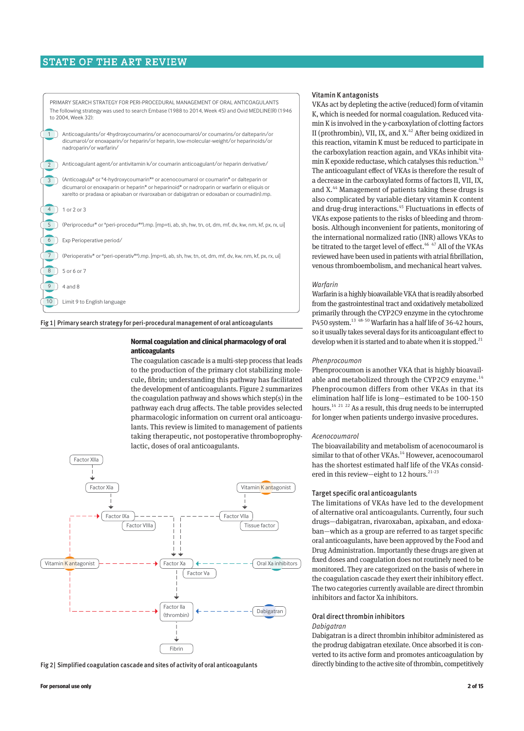PRIMARY SEARCH STRATEGY FOR PERI-PROCEDURAL MANAGEMENT OF ORAL ANTICOAGULANTS

The following strategy was used to search Embase (1988 to 2014, Week 45) and Ovid MEDLINE(R) (1946 to 2004, Week 32):

1. Anticoagulants/or 4hydroxycoumarins/or acenocoumarol/or coumarins/or dalteparin/or dicumarol/or enoxaparin/or heparin/or heparin, low-molecular-weight/or heparinoids/or nadroparin/or warfarin/
2. Anticoagulant agent/or antivitamin k/or coumarin anticoagulant/or heparin derivative/
3. (Anticoagula* or "4-hydroxycoumarin*" or acenocoumarol or coumarin* or dalteparin or dicumarol or enoxaparin or heparin* or heparinoid* or nadroparin or warfarin or eliquis or xarelto or pradaxa or apixaban or rivaroxaban or dabigatran or edoxaban or coumadin).mp.
4. 1 or 2 or 3
5. (Periprocedur* or "peri-procedur*").mp. [mp=ti, ab, sh, hw, tn, ot, dm, mf, dv, kw, nm, kf, px, rx, ui]
6. Exp Perioperative period/
7. (Perioperativ* or "peri-operativ*").mp. [mp=ti, ab, sh, hw, tn, ot, dm, mf, dv, kw, nm, kf, px, rx, ui]
8. 5 or 6 or 7
9. 4 and 8
10. Limit 9 to English language

Fig 1 | Primary search strategy for peri-procedural management of oral anticoagulants

## Normal coagulation and clinical pharmacology of oral anticoagulants

The coagulation cascade is a multi-step process that leads to the production of the primary clot stabilizing molecule, fibrin; understanding this pathway has facilitated the development of anticoagulants. Figure 2 summarizes the coagulation pathway and shows which step(s) in the pathway each drug affects. The table provides selected pharmacologic information on current oral anticoagulants. This review is limited to management of patients taking therapeutic, not postoperative thromboprophylactic, doses of oral anticoagulants.

Factor XIIa → Factor XIa → Factor IXa / Factor VIIIa; Vitamin K antagonist → Factor VIIa / Tissue factor; Vitamin K antagonist → Factor Xa / Factor Va; Oral Xa inhibitors → Factor Xa; Factor Xa → Factor IIa (thrombin); Dabigatran → Factor IIa (thrombin); Factor IIa (thrombin) → Fibrin

Fig 2 | Simplified coagulation cascade and sites of activity of oral anticoagulants

### Vitamin K antagonists

VKAs act by depleting the active (reduced) form of vitamin K, which is needed for normal coagulation. Reduced vitamin K is involved in the γ-carboxylation of clotting factors II (prothrombin), VII, IX, and X.[42] After being oxidized in this reaction, vitamin K must be reduced to participate in the carboxylation reaction again, and VKAs inhibit vitamin K epoxide reductase, which catalyses this reduction.[43] The anticoagulant effect of VKAs is therefore the result of a decrease in the carboxylated forms of factors II, VII, IX, and X.[44] Management of patients taking these drugs is also complicated by variable dietary vitamin K content and drug-drug interactions.[45] Fluctuations in effects of VKAs expose patients to the risks of bleeding and thrombosis. Although inconvenient for patients, monitoring of the international normalized ratio (INR) allows VKAs to be titrated to the target level of effect.[46 47] All of the VKAs reviewed have been used in patients with atrial fibrillation, venous thromboembolism, and mechanical heart valves.

*Warfarin*

Warfarin is a highly bioavailable VKA that is readily absorbed from the gastrointestinal tract and oxidatively metabolized primarily through the CYP2C9 enzyme in the cytochrome P450 system.[13 48-50] Warfarin has a half life of 36-42 hours, so it usually takes several days for its anticoagulant effect to develop when it is started and to abate when it is stopped.[21]

*Phenprocoumon*

Phenprocoumon is another VKA that is highly bioavailable and metabolized through the CYP2C9 enzyme.[14] Phenprocoumon differs from other VKAs in that its elimination half life is long—estimated to be 100-150 hours.[14 21 22] As a result, this drug needs to be interrupted for longer when patients undergo invasive procedures.

*Acenocoumarol*

The bioavailability and metabolism of acenocoumarol is similar to that of other VKAs.[14] However, acenocoumarol has the shortest estimated half life of the VKAs considered in this review—eight to 12 hours.[21-23]

### Target specific oral anticoagulants

The limitations of VKAs have led to the development of alternative oral anticoagulants. Currently, four such drugs—dabigatran, rivaroxaban, apixaban, and edoxaban—which as a group are referred to as target specific oral anticoagulants, have been approved by the Food and Drug Administration. Importantly these drugs are given at fixed doses and coagulation does not routinely need to be monitored. They are categorized on the basis of where in the coagulation cascade they exert their inhibitory effect. The two categories currently available are direct thrombin inhibitors and factor Xa inhibitors.

### Oral direct thrombin inhibitors

*Dabigatran*

Dabigatran is a direct thrombin inhibitor administered as the prodrug dabigatran etexilate. Once absorbed it is converted to its active form and promotes anticoagulation by directly binding to the active site of thrombin, competitively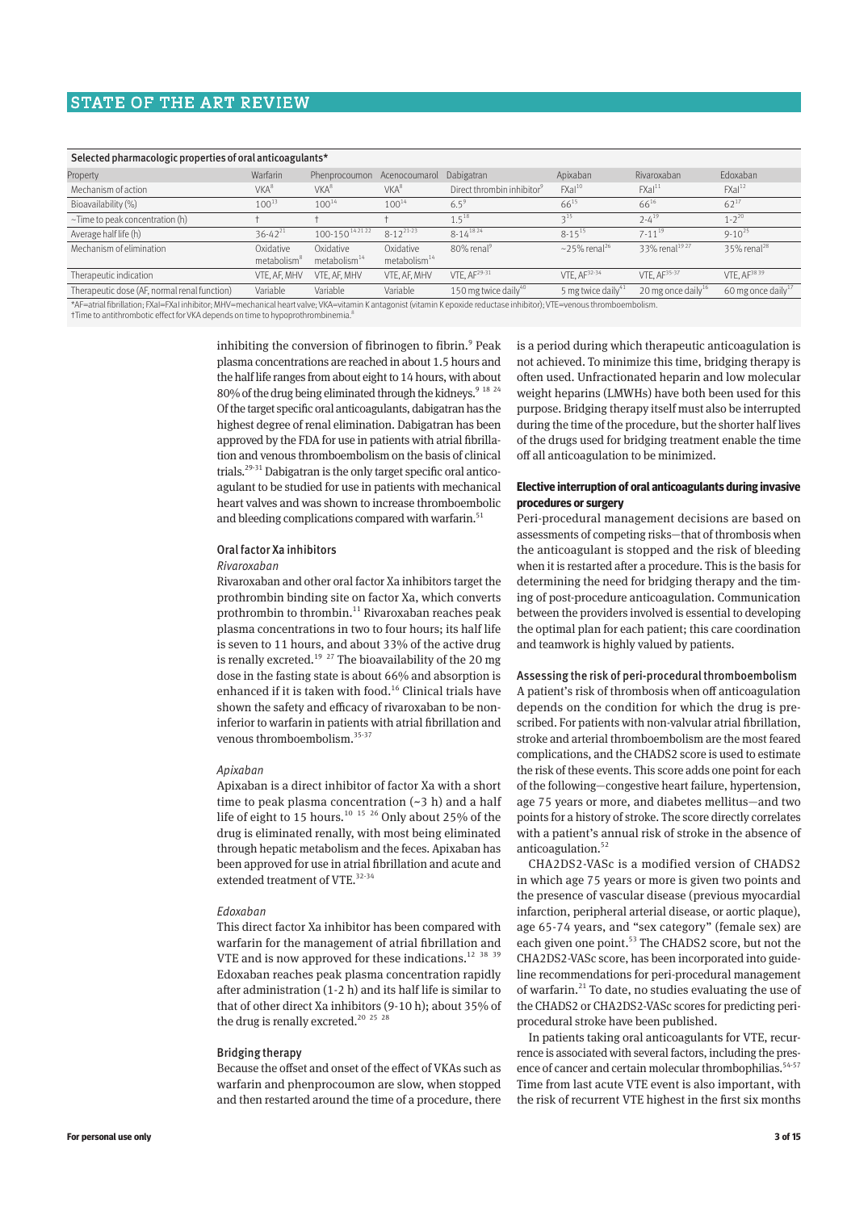**Selected pharmacologic properties of oral anticoagulants***

| Property | Warfarin | Phenprocoumon | Acenocoumarol | Dabigatran | Apixaban | Rivaroxaban | Edoxaban |
|---|---|---|---|---|---|---|---|
| Mechanism of action | VKA[8] | VKA[8] | VKA[8] | Direct thrombin inhibitor[9] | FXaI[10] | FXaI[11] | FXaI[12] |
| Bioavailability (%) | 100[13] | 100[14] | 100[14] | 6.5[9] | 66[15] | 66[16] | 62[17] |
| ~Time to peak concentration (h) | † | † | † | 1.5[18] | 3[15] | 2-4[19] | 1-2[20] |
| Average half life (h) | 36-42[21] | 100-150[14,21,22] | 8-12[21-23] | 8-14[18,24] | 8-15[15] | 7-11[19] | 9-10[25] |
| Mechanism of elimination | Oxidative metabolism[8] | Oxidative metabolism[14] | Oxidative metabolism[14] | 80% renal[9] | ~25% renal[26] | 33% renal[19,27] | 35% renal[28] |
| Therapeutic indication | VTE, AF, MHV | VTE, AF, MHV | VTE, AF, MHV | VTE, AF[29-31] | VTE, AF[32-34] | VTE, AF[35-37] | VTE, AF[38,39] |
| Therapeutic dose (AF, normal renal function) | Variable | Variable | Variable | 150 mg twice daily[40] | 5 mg twice daily[41] | 20 mg once daily[16] | 60 mg once daily[17] |

*AF=atrial fibrillation; FXaI=FXaI inhibitor; MHV=mechanical heart valve; VKA=vitamin K antagonist (vitamin K epoxide reductase inhibitor); VTE=venous thromboembolism.
†Time to antithrombotic effect for VKA depends on time to hypoprothrombinemia.[8]

inhibiting the conversion of fibrinogen to fibrin.[9] Peak plasma concentrations are reached in about 1.5 hours and the half life ranges from about eight to 14 hours, with about 80% of the drug being eliminated through the kidneys.[9,18,24] Of the target specific oral anticoagulants, dabigatran has the highest degree of renal elimination. Dabigatran has been approved by the FDA for use in patients with atrial fibrillation and venous thromboembolism on the basis of clinical trials.[29-31] Dabigatran is the only target specific oral anticoagulant to be studied for use in patients with mechanical heart valves and was shown to increase thromboembolic and bleeding complications compared with warfarin.[51]

### Oral factor Xa inhibitors

*Rivaroxaban*

Rivaroxaban and other oral factor Xa inhibitors target the prothrombin binding site on factor Xa, which converts prothrombin to thrombin.[11] Rivaroxaban reaches peak plasma concentrations in two to four hours; its half life is seven to 11 hours, and about 33% of the active drug is renally excreted.[19,27] The bioavailability of the 20 mg dose in the fasting state is about 66% and absorption is enhanced if it is taken with food.[16] Clinical trials have shown the safety and efficacy of rivaroxaban to be noninferior to warfarin in patients with atrial fibrillation and venous thromboembolism.[35-37]

*Apixaban*

Apixaban is a direct inhibitor of factor Xa with a short time to peak plasma concentration (~3 h) and a half life of eight to 15 hours.[10,15,26] Only about 25% of the drug is eliminated renally, with most being eliminated through hepatic metabolism and the feces. Apixaban has been approved for use in atrial fibrillation and acute and extended treatment of VTE.[32-34]

*Edoxaban*

This direct factor Xa inhibitor has been compared with warfarin for the management of atrial fibrillation and VTE and is now approved for these indications.[12,38,39] Edoxaban reaches peak plasma concentration rapidly after administration (1-2 h) and its half life is similar to that of other direct Xa inhibitors (9-10 h); about 35% of the drug is renally excreted.[20,25,28]

### Bridging therapy

Because the offset and onset of the effect of VKAs such as warfarin and phenprocoumon are slow, when stopped and then restarted around the time of a procedure, there is a period during which therapeutic anticoagulation is not achieved. To minimize this time, bridging therapy is often used. Unfractionated heparin and low molecular weight heparins (LMWHs) have both been used for this purpose. Bridging therapy itself must also be interrupted during the time of the procedure, but the shorter half lives of the drugs used for bridging treatment enable the time off all anticoagulation to be minimized.

## Elective interruption of oral anticoagulants during invasive procedures or surgery

Peri-procedural management decisions are based on assessments of competing risks—that of thrombosis when the anticoagulant is stopped and the risk of bleeding when it is restarted after a procedure. This is the basis for determining the need for bridging therapy and the timing of post-procedure anticoagulation. Communication between the providers involved is essential to developing the optimal plan for each patient; this care coordination and teamwork is highly valued by patients.

### Assessing the risk of peri-procedural thromboembolism

A patient's risk of thrombosis when off anticoagulation depends on the condition for which the drug is prescribed. For patients with non-valvular atrial fibrillation, stroke and arterial thromboembolism are the most feared complications, and the CHADS2 score is used to estimate the risk of these events. This score adds one point for each of the following—congestive heart failure, hypertension, age 75 years or more, and diabetes mellitus—and two points for a history of stroke. The score directly correlates with a patient's annual risk of stroke in the absence of anticoagulation.[52]

CHA2DS2-VASc is a modified version of CHADS2 in which age 75 years or more is given two points and the presence of vascular disease (previous myocardial infarction, peripheral arterial disease, or aortic plaque), age 65-74 years, and "sex category" (female sex) are each given one point.[53] The CHADS2 score, but not the CHA2DS2-VASc score, has been incorporated into guideline recommendations for peri-procedural management of warfarin.[21] To date, no studies evaluating the use of the CHADS2 or CHA2DS2-VASc scores for predicting peri-procedural stroke have been published.

In patients taking oral anticoagulants for VTE, recurrence is associated with several factors, including the presence of cancer and certain molecular thrombophilias.[54-57] Time from last acute VTE event is also important, with the risk of recurrent VTE highest in the first six months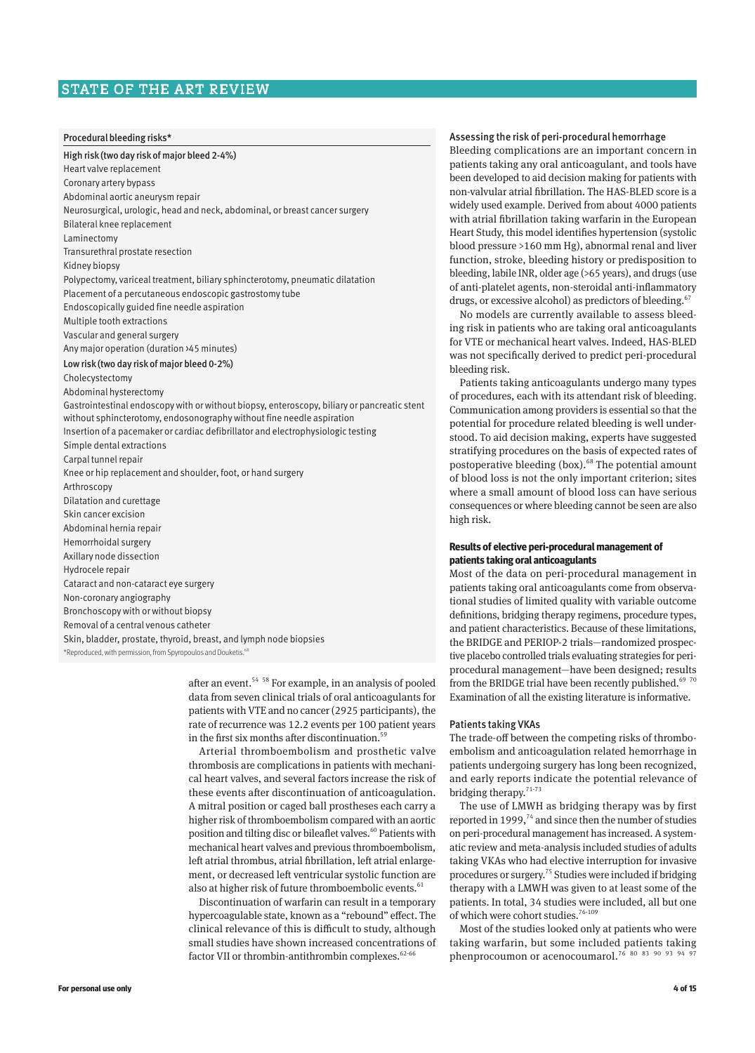## Procedural bleeding risks*

**High risk (two day risk of major bleed 2-4%)**

- Heart valve replacement
- Coronary artery bypass
- Abdominal aortic aneurysm repair
- Neurosurgical, urologic, head and neck, abdominal, or breast cancer surgery
- Bilateral knee replacement
- Laminectomy
- Transurethral prostate resection
- Kidney biopsy
- Polypectomy, variceal treatment, biliary sphincterotomy, pneumatic dilatation
- Placement of a percutaneous endoscopic gastrostomy tube
- Endoscopically guided fine needle aspiration
- Multiple tooth extractions
- Vascular and general surgery
- Any major operation (duration >45 minutes)

**Low risk (two day risk of major bleed 0-2%)**

- Cholecystectomy
- Abdominal hysterectomy
- Gastrointestinal endoscopy with or without biopsy, enteroscopy, biliary or pancreatic stent without sphincterotomy, endosonography without fine needle aspiration
- Insertion of a pacemaker or cardiac defibrillator and electrophysiologic testing
- Simple dental extractions
- Carpal tunnel repair
- Knee or hip replacement and shoulder, foot, or hand surgery
- Arthroscopy
- Dilatation and curettage
- Skin cancer excision
- Abdominal hernia repair
- Hemorrhoidal surgery
- Axillary node dissection
- Hydrocele repair
- Cataract and non-cataract eye surgery
- Non-coronary angiography
- Bronchoscopy with or without biopsy
- Removal of a central venous catheter
- Skin, bladder, prostate, thyroid, breast, and lymph node biopsies

*Reproduced, with permission, from Spyropoulos and Douketis.[68]

after an event.[54 58] For example, in an analysis of pooled data from seven clinical trials of oral anticoagulants for patients with VTE and no cancer (2925 participants), the rate of recurrence was 12.2 events per 100 patient years in the first six months after discontinuation.[59]

Arterial thromboembolism and prosthetic valve thrombosis are complications in patients with mechanical heart valves, and several factors increase the risk of these events after discontinuation of anticoagulation. A mitral position or caged ball prostheses each carry a higher risk of thromboembolism compared with an aortic position and tilting disc or bileaflet valves.[60] Patients with mechanical heart valves and previous thromboembolism, left atrial thrombus, atrial fibrillation, left atrial enlargement, or decreased left ventricular systolic function are also at higher risk of future thromboembolic events.[61]

Discontinuation of warfarin can result in a temporary hypercoagulable state, known as a "rebound" effect. The clinical relevance of this is difficult to study, although small studies have shown increased concentrations of factor VII or thrombin-antithrombin complexes.[62-66]

### Assessing the risk of peri-procedural hemorrhage

Bleeding complications are an important concern in patients taking any oral anticoagulant, and tools have been developed to aid decision making for patients with non-valvular atrial fibrillation. The HAS-BLED score is a widely used example. Derived from about 4000 patients with atrial fibrillation taking warfarin in the European Heart Study, this model identifies hypertension (systolic blood pressure >160 mm Hg), abnormal renal and liver function, stroke, bleeding history or predisposition to bleeding, labile INR, older age (>65 years), and drugs (use of anti-platelet agents, non-steroidal anti-inflammatory drugs, or excessive alcohol) as predictors of bleeding.[67]

No models are currently available to assess bleeding risk in patients who are taking oral anticoagulants for VTE or mechanical heart valves. Indeed, HAS-BLED was not specifically derived to predict peri-procedural bleeding risk.

Patients taking anticoagulants undergo many types of procedures, each with its attendant risk of bleeding. Communication among providers is essential so that the potential for procedure related bleeding is well understood. To aid decision making, experts have suggested stratifying procedures on the basis of expected rates of postoperative bleeding (box).[68] The potential amount of blood loss is not the only important criterion; sites where a small amount of blood loss can have serious consequences or where bleeding cannot be seen are also high risk.

### Results of elective peri-procedural management of patients taking oral anticoagulants

Most of the data on peri-procedural management in patients taking oral anticoagulants come from observational studies of limited quality with variable outcome definitions, bridging therapy regimens, procedure types, and patient characteristics. Because of these limitations, the BRIDGE and PERIOP-2 trials—randomized prospective placebo controlled trials evaluating strategies for peri-procedural management—have been designed; results from the BRIDGE trial have been recently published.[69 70] Examination of all the existing literature is informative.

#### Patients taking VKAs

The trade-off between the competing risks of thromboembolism and anticoagulation related hemorrhage in patients undergoing surgery has long been recognized, and early reports indicate the potential relevance of bridging therapy.[71-73]

The use of LMWH as bridging therapy was by first reported in 1999,[74] and since then the number of studies on peri-procedural management has increased. A systematic review and meta-analysis included studies of adults taking VKAs who had elective interruption for invasive procedures or surgery.[75] Studies were included if bridging therapy with a LMWH was given to at least some of the patients. In total, 34 studies were included, all but one of which were cohort studies.[76-109]

Most of the studies looked only at patients who were taking warfarin, but some included patients taking phenprocoumon or acenocoumarol.[76 80 83 90 93 94 97]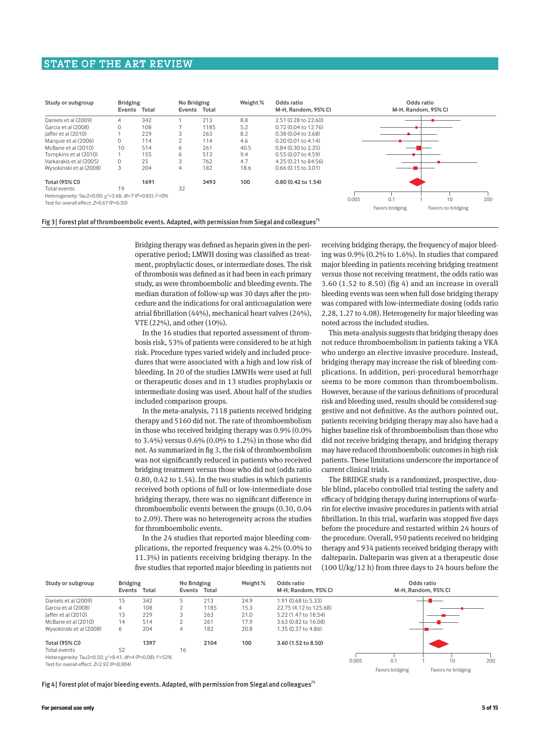| Study or subgroup | Bridging Events | Bridging Total | No Bridging Events | No Bridging Total | Weight % | Odds ratio M-H, Random, 95% CI |
|---|---|---|---|---|---|---|
| Daniels et al (2009) | 4 | 342 | 1 | 213 | 8.8 | 2.51 (0.28 to 22.60) |
| Garcia et al (2008) | 0 | 108 | 7 | 1185 | 5.2 | 0.72 (0.04 to 12.76) |
| Jaffer et al (2010) | 1 | 229 | 3 | 263 | 8.2 | 0.38 (0.04 to 3.68) |
| Marquie et al (2006) | 0 | 114 | 2 | 114 | 4.6 | 0.20 (0.01 to 4.14) |
| McBane et al (2010) | 10 | 514 | 6 | 261 | 40.5 | 0.84 (0.30 to 2.35) |
| Tompkins et al (2010) | 1 | 155 | 6 | 513 | 9.4 | 0.55 (0.07 to 4.59) |
| Varkarakis et al (2005) | 0 | 25 | 3 | 762 | 4.7 | 4.25 (0.21 to 84.56) |
| Wysokinski et al (2008) | 3 | 204 | 4 | 182 | 18.6 | 0.66 (0.15 to 3.01) |
| **Total (95% CI)** | | **1691** | | **3493** | **100** | **0.80 (0.42 to 1.54)** |
| Total events | 19 | | 32 | | | |

Heterogeneity: Tau2=0.00; $\chi^2$=3.68, df=7 (P=0.82); $I^2$=0%

Test for overall effect: $Z$=0.67 (P=0.50)

Fig 3 | Forest plot of thromboembolic events. Adapted, with permission from Siegal and colleagues[75]

Bridging therapy was defined as heparin given in the perioperative period; LMWH dosing was classified as treatment, prophylactic doses, or intermediate doses. The risk of thrombosis was defined as it had been in each primary study, as were thromboembolic and bleeding events. The median duration of follow-up was 30 days after the procedure and the indications for oral anticoagulation were atrial fibrillation (44%), mechanical heart valves (24%), VTE (22%), and other (10%).

In the 16 studies that reported assessment of thrombosis risk, 53% of patients were considered to be at high risk. Procedure types varied widely and included procedures that were associated with a high and low risk of bleeding. In 20 of the studies LMWHs were used at full or therapeutic doses and in 13 studies prophylaxis or intermediate dosing was used. About half of the studies included comparison groups.

In the meta-analysis, 7118 patients received bridging therapy and 5160 did not. The rate of thromboembolism in those who received bridging therapy was 0.9% (0.0% to 3.4%) versus 0.6% (0.0% to 1.2%) in those who did not. As summarized in fig 3, the risk of thromboembolism was not significantly reduced in patients who received bridging treatment versus those who did not (odds ratio 0.80, 0.42 to 1.54). In the two studies in which patients received both options of full or low-intermediate dose bridging therapy, there was no significant difference in thromboembolic events between the groups (0.30, 0.04 to 2.09). There was no heterogeneity across the studies for thromboembolic events.

In the 24 studies that reported major bleeding complications, the reported frequency was 4.2% (0.0% to 11.3%) in patients receiving bridging therapy. In the five studies that reported major bleeding in patients not receiving bridging therapy, the frequency of major bleeding was 0.9% (0.2% to 1.6%). In studies that compared major bleeding in patients receiving bridging treatment versus those not receiving treatment, the odds ratio was 3.60 (1.52 to 8.50) (fig 4) and an increase in overall bleeding events was seen when full dose bridging therapy was compared with low-intermediate dosing (odds ratio 2.28, 1.27 to 4.08). Heterogeneity for major bleeding was noted across the included studies.

This meta-analysis suggests that bridging therapy does not reduce thromboembolism in patients taking a VKA who undergo an elective invasive procedure. Instead, bridging therapy may increase the risk of bleeding complications. In addition, peri-procedural hemorrhage seems to be more common than thromboembolism. However, because of the various definitions of procedural risk and bleeding used, results should be considered suggestive and not definitive. As the authors pointed out, patients receiving bridging therapy may also have had a higher baseline risk of thromboembolism than those who did not receive bridging therapy, and bridging therapy may have reduced thromboembolic outcomes in high risk patients. These limitations underscore the importance of current clinical trials.

The BRIDGE study is a randomized, prospective, double blind, placebo controlled trial testing the safety and efficacy of bridging therapy during interruptions of warfarin for elective invasive procedures in patients with atrial fibrillation. In this trial, warfarin was stopped five days before the procedure and restarted within 24 hours of the procedure. Overall, 950 patients received no bridging therapy and 934 patients received bridging therapy with dalteparin. Dalteparin was given at a therapeutic dose (100 U/kg/12 h) from three days to 24 hours before the

| Study or subgroup | Bridging Events | Bridging Total | No Bridging Events | No Bridging Total | Weight % | Odds ratio M-H, Random, 95% CI |
|---|---|---|---|---|---|---|
| Daniels et al (2009) | 15 | 342 | 5 | 213 | 24.9 | 1.91 (0.68 to 5.33) |
| Garcia et al (2008) | 4 | 108 | 2 | 1185 | 15.3 | 22.75 (4.12 to 125.68) |
| Jaffer et al (2010) | 13 | 229 | 3 | 263 | 21.0 | 5.22 (1.47 to 18.54) |
| McBane et al (2010) | 14 | 514 | 2 | 261 | 17.9 | 3.63 (0.82 to 16.08) |
| Wysokinski et al (2008) | 6 | 204 | 4 | 182 | 20.8 | 1.35 (0.37 to 4.86) |
| **Total (95% CI)** | | **1397** | | **2104** | **100** | **3.60 (1.52 to 8.50)** |
| Total events | 52 | | 16 | | | |

Heterogeneity: Tau2=0.50; $\chi^2$=8.41, df=4 (P=0.08); $I^2$=52%

Test for overall effect: $Z$=2.92 (P=0.004)

Fig 4 | Forest plot of major bleeding events. Adapted, with permission from Siegal and colleagues[75]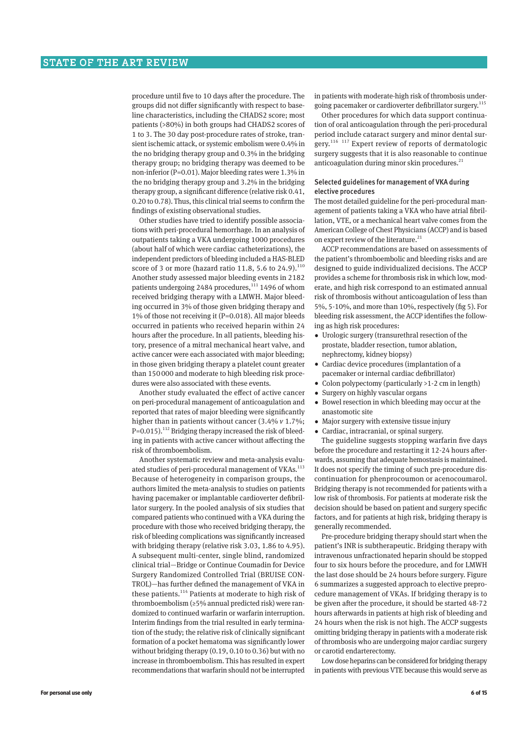procedure until five to 10 days after the procedure. The groups did not differ significantly with respect to baseline characteristics, including the CHADS2 score; most patients (>80%) in both groups had CHADS2 scores of 1 to 3. The 30 day post-procedure rates of stroke, transient ischemic attack, or systemic embolism were 0.4% in the no bridging therapy group and 0.3% in the bridging therapy group; no bridging therapy was deemed to be non-inferior (P=0.01). Major bleeding rates were 1.3% in the no bridging therapy group and 3.2% in the bridging therapy group, a significant difference (relative risk 0.41, 0.20 to 0.78). Thus, this clinical trial seems to confirm the findings of existing observational studies.

Other studies have tried to identify possible associations with peri-procedural hemorrhage. In an analysis of outpatients taking a VKA undergoing 1000 procedures (about half of which were cardiac catheterizations), the independent predictors of bleeding included a HAS-BLED score of 3 or more (hazard ratio 11.8, 5.6 to 24.9).[110] Another study assessed major bleeding events in 2182 patients undergoing 2484 procedures,[111] 1496 of whom received bridging therapy with a LMWH. Major bleeding occurred in 3% of those given bridging therapy and 1% of those not receiving it (P=0.018). All major bleeds occurred in patients who received heparin within 24 hours after the procedure. In all patients, bleeding history, presence of a mitral mechanical heart valve, and active cancer were each associated with major bleeding; in those given bridging therapy a platelet count greater than 150 000 and moderate to high bleeding risk procedures were also associated with these events.

Another study evaluated the effect of active cancer on peri-procedural management of anticoagulation and reported that rates of major bleeding were significantly higher than in patients without cancer (3.4% *v* 1.7%; P=0.015).[112] Bridging therapy increased the risk of bleeding in patients with active cancer without affecting the risk of thromboembolism.

Another systematic review and meta-analysis evaluated studies of peri-procedural management of VKAs.[113] Because of heterogeneity in comparison groups, the authors limited the meta-analysis to studies on patients having pacemaker or implantable cardioverter defibrillator surgery. In the pooled analysis of six studies that compared patients who continued with a VKA during the procedure with those who received bridging therapy, the risk of bleeding complications was significantly increased with bridging therapy (relative risk 3.03, 1.86 to 4.95). A subsequent multi-center, single blind, randomized clinical trial—Bridge or Continue Coumadin for Device Surgery Randomized Controlled Trial (BRUISE CONTROL)—has further defined the management of VKA in these patients.[114] Patients at moderate to high risk of thromboembolism (≥5% annual predicted risk) were randomized to continued warfarin or warfarin interruption. Interim findings from the trial resulted in early termination of the study; the relative risk of clinically significant formation of a pocket hematoma was significantly lower without bridging therapy (0.19, 0.10 to 0.36) but with no increase in thromboembolism. This has resulted in expert recommendations that warfarin should not be interrupted in patients with moderate-high risk of thrombosis undergoing pacemaker or cardioverter defibrillator surgery.[115]

Other procedures for which data support continuation of oral anticoagulation through the peri-procedural period include cataract surgery and minor dental surgery.[116] [117] Expert review of reports of dermatologic surgery suggests that it is also reasonable to continue anticoagulation during minor skin procedures.[21]

### Selected guidelines for management of VKA during elective procedures

The most detailed guideline for the peri-procedural management of patients taking a VKA who have atrial fibrillation, VTE, or a mechanical heart valve comes from the American College of Chest Physicians (ACCP) and is based on expert review of the literature.[21]

ACCP recommendations are based on assessments of the patient's thromboembolic and bleeding risks and are designed to guide individualized decisions. The ACCP provides a scheme for thrombosis risk in which low, moderate, and high risk correspond to an estimated annual risk of thrombosis without anticoagulation of less than 5%, 5-10%, and more than 10%, respectively (fig 5). For bleeding risk assessment, the ACCP identifies the following as high risk procedures:

- Urologic surgery (transurethral resection of the prostate, bladder resection, tumor ablation, nephrectomy, kidney biopsy)
- Cardiac device procedures (implantation of a pacemaker or internal cardiac defibrillator)
- Colon polypectomy (particularly >1-2 cm in length)
- Surgery on highly vascular organs
- Bowel resection in which bleeding may occur at the anastomotic site
- Major surgery with extensive tissue injury
- Cardiac, intracranial, or spinal surgery.

The guideline suggests stopping warfarin five days before the procedure and restarting it 12-24 hours afterwards, assuming that adequate hemostasis is maintained. It does not specify the timing of such pre-procedure discontinuation for phenprocoumon or acenocoumarol. Bridging therapy is not recommended for patients with a low risk of thrombosis. For patients at moderate risk the decision should be based on patient and surgery specific factors, and for patients at high risk, bridging therapy is generally recommended.

Pre-procedure bridging therapy should start when the patient's INR is subtherapeutic. Bridging therapy with intravenous unfractionated heparin should be stopped four to six hours before the procedure, and for LMWH the last dose should be 24 hours before surgery. Figure 6 summarizes a suggested approach to elective preprocedure management of VKAs. If bridging therapy is to be given after the procedure, it should be started 48-72 hours afterwards in patients at high risk of bleeding and 24 hours when the risk is not high. The ACCP suggests omitting bridging therapy in patients with a moderate risk of thrombosis who are undergoing major cardiac surgery or carotid endarterectomy.

Low dose heparins can be considered for bridging therapy in patients with previous VTE because this would serve as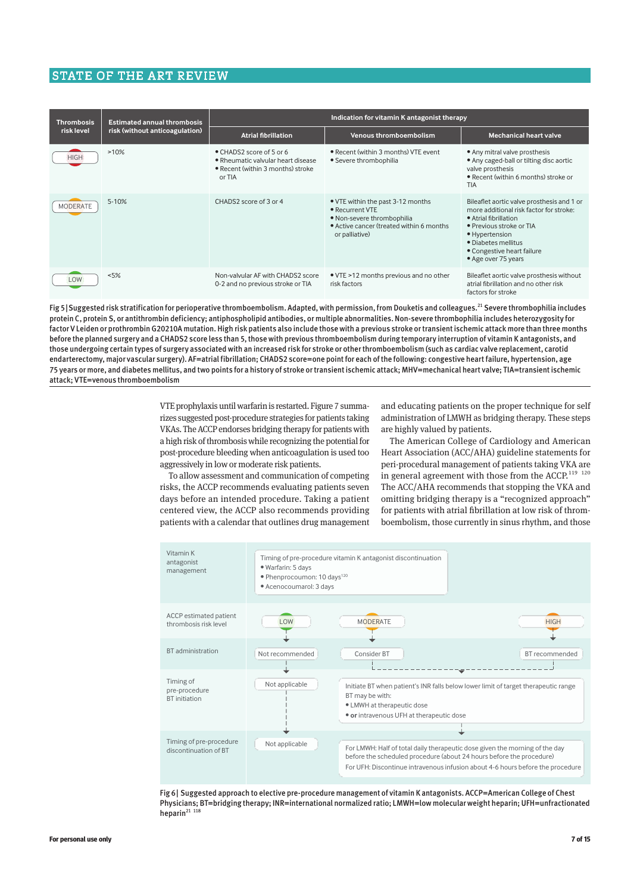| Thrombosis risk level | Estimated annual thrombosis risk (without anticoagulation) | Indication for vitamin K antagonist therapy | | |
|---|---|---|---|---|
| | | Atrial fibrillation | Venous thromboembolism | Mechanical heart valve |
| HIGH | >10% | • CHADS2 score of 5 or 6<br>• Rheumatic valvular heart disease<br>• Recent (within 3 months) stroke or TIA | • Recent (within 3 months) VTE event<br>• Severe thrombophilia | • Any mitral valve prosthesis<br>• Any caged-ball or tilting disc aortic valve prosthesis<br>• Recent (within 6 months) stroke or TIA |
| MODERATE | 5-10% | CHADS2 score of 3 or 4 | • VTE within the past 3-12 months<br>• Recurrent VTE<br>• Non-severe thrombophilia<br>• Active cancer (treated within 6 months or palliative) | Bileaflet aortic valve prosthesis and 1 or more additional risk factor for stroke:<br>• Atrial fibrillation<br>• Previous stroke or TIA<br>• Hypertension<br>• Diabetes mellitus<br>• Congestive heart failure<br>• Age over 75 years |
| LOW | <5% | Non-valvular AF with CHADS2 score 0-2 and no previous stroke or TIA | • VTE >12 months previous and no other risk factors | Bileaflet aortic valve prosthesis without atrial fibrillation and no other risk factors for stroke |

**Fig 5 | Suggested risk stratification for perioperative thromboembolism. Adapted, with permission, from Douketis and colleagues.[21] Severe thrombophilia includes protein C, protein S, or antithrombin deficiency; antiphospholipid antibodies, or multiple abnormalities. Non-severe thrombophilia includes heterozygosity for factor V Leiden or prothrombin G20210A mutation. High risk patients also include those with a previous stroke or transient ischemic attack more than three months before the planned surgery and a CHADS2 score less than 5, those with previous thromboembolism during temporary interruption of vitamin K antagonists, and those undergoing certain types of surgery associated with an increased risk for stroke or other thromboembolism (such as cardiac valve replacement, carotid endarterectomy, major vascular surgery). AF=atrial fibrillation; CHADS2 score=one point for each of the following: congestive heart failure, hypertension, age 75 years or more, and diabetes mellitus, and two points for a history of stroke or transient ischemic attack; MHV=mechanical heart valve; TIA=transient ischemic attack; VTE=venous thromboembolism**

VTE prophylaxis until warfarin is restarted. Figure 7 summarizes suggested post-procedure strategies for patients taking VKAs. The ACCP endorses bridging therapy for patients with a high risk of thrombosis while recognizing the potential for post-procedure bleeding when anticoagulation is used too aggressively in low or moderate risk patients.

To allow assessment and communication of competing risks, the ACCP recommends evaluating patients seven days before an intended procedure. Taking a patient centered view, the ACCP also recommends providing patients with a calendar that outlines drug management and educating patients on the proper technique for self administration of LMWH as bridging therapy. These steps are highly valued by patients.

The American College of Cardiology and American Heart Association (ACC/AHA) guideline statements for peri-procedural management of patients taking VKA are in general agreement with those from the ACCP.[119] [120] The ACC/AHA recommends that stopping the VKA and omitting bridging therapy is a "recognized approach" for patients with atrial fibrillation at low risk of thromboembolism, those currently in sinus rhythm, and those

| | | | |
|---|---|---|---|
| Vitamin K antagonist management | Timing of pre-procedure vitamin K antagonist discontinuation<br>• Warfarin: 5 days<br>• Phenprocoumon: 10 days[120]<br>• Acenocoumarol: 3 days | | |
| ACCP estimated patient thrombosis risk level | LOW | MODERATE | HIGH |
| BT administration | Not recommended | Consider BT | BT recommended |
| Timing of pre-procedure BT initiation | Not applicable | Initiate BT when patient's INR falls below lower limit of target therapeutic range<br>BT may be with:<br>• LMWH at therapeutic dose<br>• **or** intravenous UFH at therapeutic dose | |
| Timing of pre-procedure discontinuation of BT | Not applicable | For LMWH: Half of total daily therapeutic dose given the morning of the day before the scheduled procedure (about 24 hours before the procedure)<br>For UFH: Discontinue intravenous infusion about 4-6 hours before the procedure | |

**Fig 6 | Suggested approach to elective pre-procedure management of vitamin K antagonists. ACCP=American College of Chest Physicians; BT=bridging therapy; INR=international normalized ratio; LMWH=low molecular weight heparin; UFH=unfractionated heparin[21] [118]**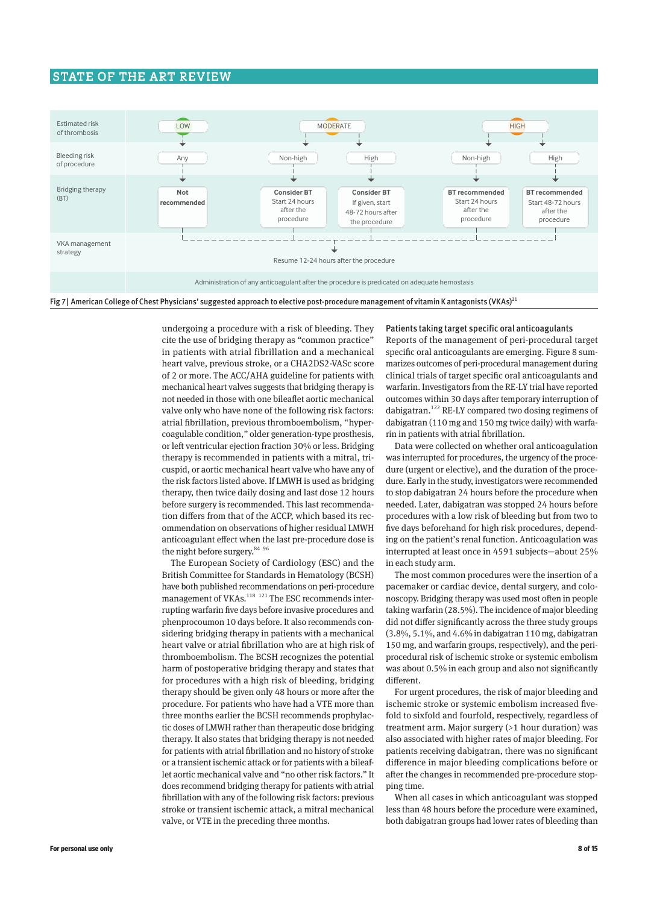| Estimated risk of thrombosis | LOW | MODERATE | | HIGH | |
|---|---|---|---|---|---|
| Bleeding risk of procedure | Any | Non-high | High | Non-high | High |
| Bridging therapy (BT) | **Not recommended** | **Consider BT** Start 24 hours after the procedure | **Consider BT** If given, start 48-72 hours after the procedure | **BT recommended** Start 24 hours after the procedure | **BT recommended** Start 48-72 hours after the procedure |
| VKA management strategy | Resume 12-24 hours after the procedure | | | | |
| | Administration of any anticoagulant after the procedure is predicated on adequate hemostasis | | | | |

**Fig 7 | American College of Chest Physicians' suggested approach to elective post-procedure management of vitamin K antagonists (VKAs)[21]**

undergoing a procedure with a risk of bleeding. They cite the use of bridging therapy as "common practice" in patients with atrial fibrillation and a mechanical heart valve, previous stroke, or a CHA2DS2-VASc score of 2 or more. The ACC/AHA guideline for patients with mechanical heart valves suggests that bridging therapy is not needed in those with one bileaflet aortic mechanical valve only who have none of the following risk factors: atrial fibrillation, previous thromboembolism, "hypercoagulable condition," older generation-type prosthesis, or left ventricular ejection fraction 30% or less. Bridging therapy is recommended in patients with a mitral, tricuspid, or aortic mechanical heart valve who have any of the risk factors listed above. If LMWH is used as bridging therapy, then twice daily dosing and last dose 12 hours before surgery is recommended. This last recommendation differs from that of the ACCP, which based its recommendation on observations of higher residual LMWH anticoagulant effect when the last pre-procedure dose is the night before surgery.[84 96]

The European Society of Cardiology (ESC) and the British Committee for Standards in Hematology (BCSH) have both published recommendations on peri-procedure management of VKAs.[118 121] The ESC recommends interrupting warfarin five days before invasive procedures and phenprocoumon 10 days before. It also recommends considering bridging therapy in patients with a mechanical heart valve or atrial fibrillation who are at high risk of thromboembolism. The BCSH recognizes the potential harm of postoperative bridging therapy and states that for procedures with a high risk of bleeding, bridging therapy should be given only 48 hours or more after the procedure. For patients who have had a VTE more than three months earlier the BCSH recommends prophylactic doses of LMWH rather than therapeutic dose bridging therapy. It also states that bridging therapy is not needed for patients with atrial fibrillation and no history of stroke or a transient ischemic attack or for patients with a bileaflet aortic mechanical valve and "no other risk factors." It does recommend bridging therapy for patients with atrial fibrillation with any of the following risk factors: previous stroke or transient ischemic attack, a mitral mechanical valve, or VTE in the preceding three months.

### Patients taking target specific oral anticoagulants

Reports of the management of peri-procedural target specific oral anticoagulants are emerging. Figure 8 summarizes outcomes of peri-procedural management during clinical trials of target specific oral anticoagulants and warfarin. Investigators from the RE-LY trial have reported outcomes within 30 days after temporary interruption of dabigatran.[122] RE-LY compared two dosing regimens of dabigatran (110 mg and 150 mg twice daily) with warfarin in patients with atrial fibrillation.

Data were collected on whether oral anticoagulation was interrupted for procedures, the urgency of the procedure (urgent or elective), and the duration of the procedure. Early in the study, investigators were recommended to stop dabigatran 24 hours before the procedure when needed. Later, dabigatran was stopped 24 hours before procedures with a low risk of bleeding but from two to five days beforehand for high risk procedures, depending on the patient's renal function. Anticoagulation was interrupted at least once in 4591 subjects—about 25% in each study arm.

The most common procedures were the insertion of a pacemaker or cardiac device, dental surgery, and colonoscopy. Bridging therapy was used most often in people taking warfarin (28.5%). The incidence of major bleeding did not differ significantly across the three study groups (3.8%, 5.1%, and 4.6% in dabigatran 110 mg, dabigatran 150 mg, and warfarin groups, respectively), and the peri-procedural risk of ischemic stroke or systemic embolism was about 0.5% in each group and also not significantly different.

For urgent procedures, the risk of major bleeding and ischemic stroke or systemic embolism increased fivefold to sixfold and fourfold, respectively, regardless of treatment arm. Major surgery (>1 hour duration) was also associated with higher rates of major bleeding. For patients receiving dabigatran, there was no significant difference in major bleeding complications before or after the changes in recommended pre-procedure stopping time.

When all cases in which anticoagulant was stopped less than 48 hours before the procedure were examined, both dabigatran groups had lower rates of bleeding than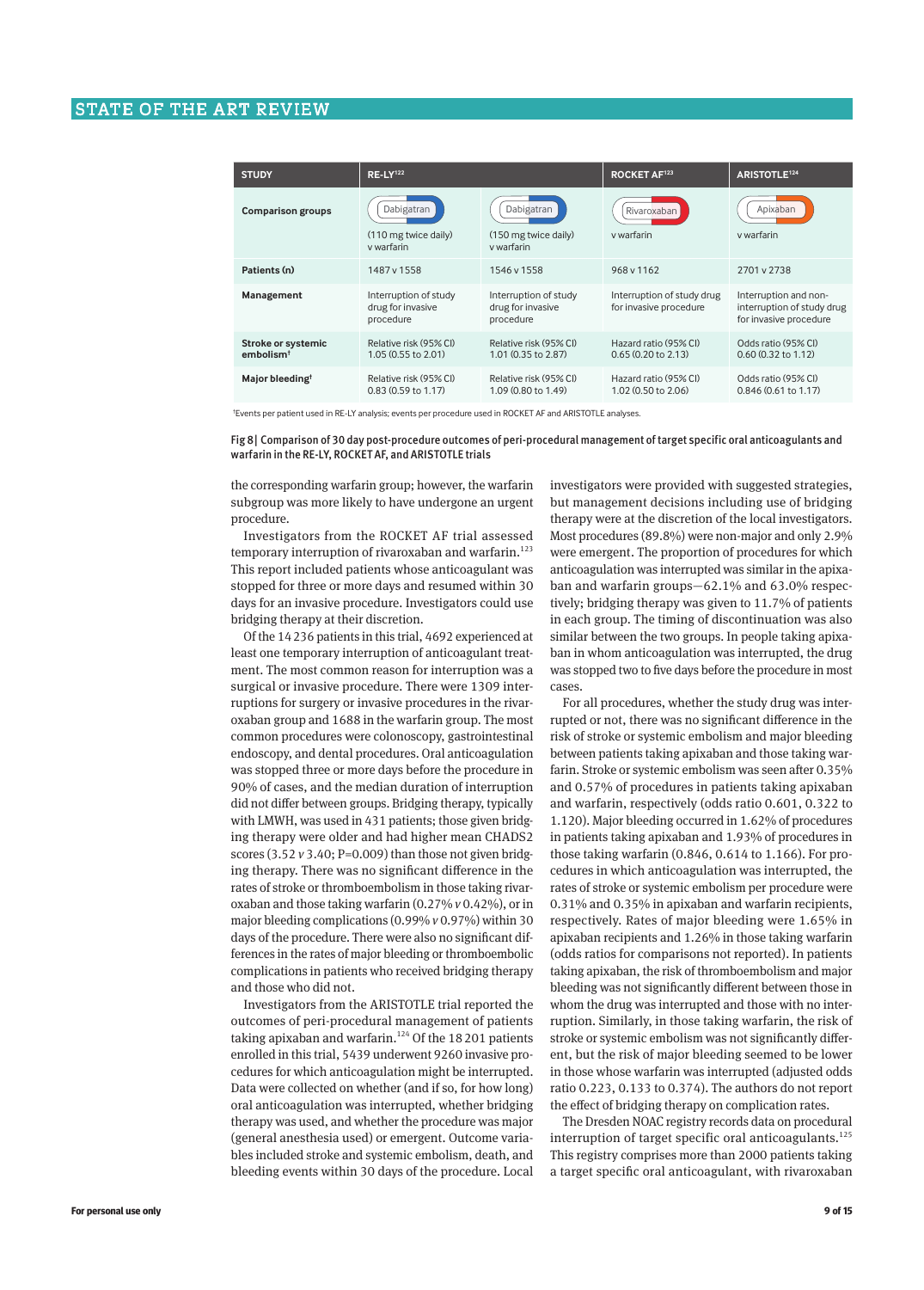| STUDY | RE-LY[122] | | ROCKET AF[123] | ARISTOTLE[124] |
|---|---|---|---|---|
| Comparison groups | Dabigatran (110 mg twice daily) v warfarin | Dabigatran (150 mg twice daily) v warfarin | Rivaroxaban v warfarin | Apixaban v warfarin |
| Patients (n) | 1487 v 1558 | 1546 v 1558 | 968 v 1162 | 2701 v 2738 |
| Management | Interruption of study drug for invasive procedure | Interruption of study drug for invasive procedure | Interruption of study drug for invasive procedure | Interruption and non-interruption of study drug for invasive procedure |
| Stroke or systemic embolism† | Relative risk (95% CI) 1.05 (0.55 to 2.01) | Relative risk (95% CI) 1.01 (0.35 to 2.87) | Hazard ratio (95% CI) 0.65 (0.20 to 2.13) | Odds ratio (95% CI) 0.60 (0.32 to 1.12) |
| Major bleeding† | Relative risk (95% CI) 0.83 (0.59 to 1.17) | Relative risk (95% CI) 1.09 (0.80 to 1.49) | Hazard ratio (95% CI) 1.02 (0.50 to 2.06) | Odds ratio (95% CI) 0.846 (0.61 to 1.17) |

†Events per patient used in RE-LY analysis; events per procedure used in ROCKET AF and ARISTOTLE analyses.

Fig 8| Comparison of 30 day post-procedure outcomes of peri-procedural management of target specific oral anticoagulants and warfarin in the RE-LY, ROCKET AF, and ARISTOTLE trials

the corresponding warfarin group; however, the warfarin subgroup was more likely to have undergone an urgent procedure.

Investigators from the ROCKET AF trial assessed temporary interruption of rivaroxaban and warfarin.[123] This report included patients whose anticoagulant was stopped for three or more days and resumed within 30 days for an invasive procedure. Investigators could use bridging therapy at their discretion.

Of the 14 236 patients in this trial, 4692 experienced at least one temporary interruption of anticoagulant treatment. The most common reason for interruption was a surgical or invasive procedure. There were 1309 interruptions for surgery or invasive procedures in the rivaroxaban group and 1688 in the warfarin group. The most common procedures were colonoscopy, gastrointestinal endoscopy, and dental procedures. Oral anticoagulation was stopped three or more days before the procedure in 90% of cases, and the median duration of interruption did not differ between groups. Bridging therapy, typically with LMWH, was used in 431 patients; those given bridging therapy were older and had higher mean CHADS2 scores (3.52 *v* 3.40; P=0.009) than those not given bridging therapy. There was no significant difference in the rates of stroke or thromboembolism in those taking rivaroxaban and those taking warfarin (0.27% *v* 0.42%), or in major bleeding complications (0.99% *v* 0.97%) within 30 days of the procedure. There were also no significant differences in the rates of major bleeding or thromboembolic complications in patients who received bridging therapy and those who did not.

Investigators from the ARISTOTLE trial reported the outcomes of peri-procedural management of patients taking apixaban and warfarin.[124] Of the 18 201 patients enrolled in this trial, 5439 underwent 9260 invasive procedures for which anticoagulation might be interrupted. Data were collected on whether (and if so, for how long) oral anticoagulation was interrupted, whether bridging therapy was used, and whether the procedure was major (general anesthesia used) or emergent. Outcome variables included stroke and systemic embolism, death, and bleeding events within 30 days of the procedure. Local investigators were provided with suggested strategies, but management decisions including use of bridging therapy were at the discretion of the local investigators. Most procedures (89.8%) were non-major and only 2.9% were emergent. The proportion of procedures for which anticoagulation was interrupted was similar in the apixaban and warfarin groups—62.1% and 63.0% respectively; bridging therapy was given to 11.7% of patients in each group. The timing of discontinuation was also similar between the two groups. In people taking apixaban in whom anticoagulation was interrupted, the drug was stopped two to five days before the procedure in most cases.

For all procedures, whether the study drug was interrupted or not, there was no significant difference in the risk of stroke or systemic embolism and major bleeding between patients taking apixaban and those taking warfarin. Stroke or systemic embolism was seen after 0.35% and 0.57% of procedures in patients taking apixaban and warfarin, respectively (odds ratio 0.601, 0.322 to 1.120). Major bleeding occurred in 1.62% of procedures in patients taking apixaban and 1.93% of procedures in those taking warfarin (0.846, 0.614 to 1.166). For procedures in which anticoagulation was interrupted, the rates of stroke or systemic embolism per procedure were 0.31% and 0.35% in apixaban and warfarin recipients, respectively. Rates of major bleeding were 1.65% in apixaban recipients and 1.26% in those taking warfarin (odds ratios for comparisons not reported). In patients taking apixaban, the risk of thromboembolism and major bleeding was not significantly different between those in whom the drug was interrupted and those with no interruption. Similarly, in those taking warfarin, the risk of stroke or systemic embolism was not significantly different, but the risk of major bleeding seemed to be lower in those whose warfarin was interrupted (adjusted odds ratio 0.223, 0.133 to 0.374). The authors do not report the effect of bridging therapy on complication rates.

The Dresden NOAC registry records data on procedural interruption of target specific oral anticoagulants.[125] This registry comprises more than 2000 patients taking a target specific oral anticoagulant, with rivaroxaban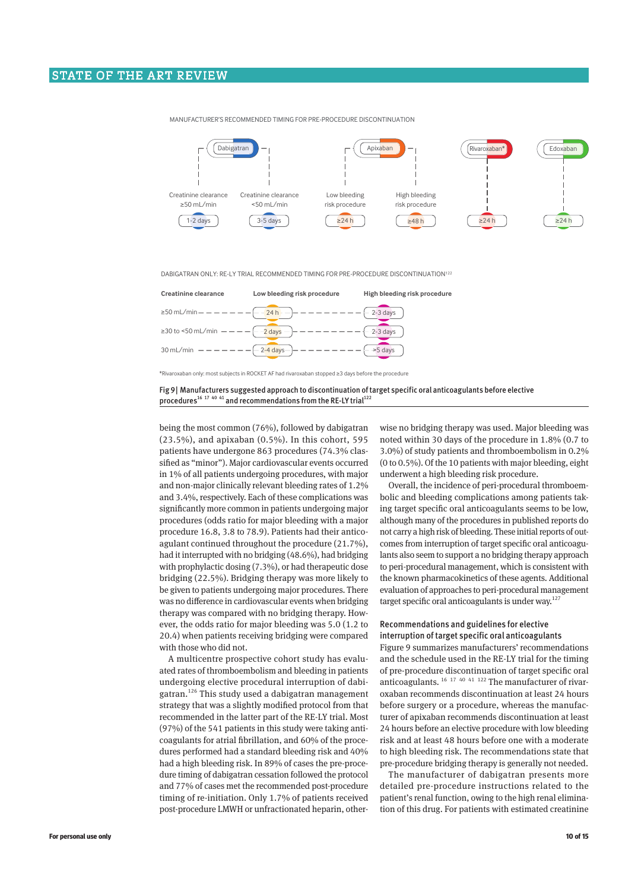MANUFACTURER'S RECOMMENDED TIMING FOR PRE-PROCEDURE DISCONTINUATION

| Drug | Condition | Timing |
|---|---|---|
| Dabigatran | Creatinine clearance ≥50 mL/min | 1-2 days |
| Dabigatran | Creatinine clearance <50 mL/min | 3-5 days |
| Apixaban | Low bleeding risk procedure | ≥24 h |
| Apixaban | High bleeding risk procedure | ≥48 h |
| Rivaroxaban* | | ≥24 h |
| Edoxaban | | ≥24 h |

DABIGATRAN ONLY: RE-LY TRIAL RECOMMENDED TIMING FOR PRE-PROCEDURE DISCONTINUATION[122]

| Creatinine clearance | Low bleeding risk procedure | High bleeding risk procedure |
|---|---|---|
| ≥50 mL/min | 24 h | 2-3 days |
| ≥30 to <50 mL/min | 2 days | 2-3 days |
| 30 mL/min | 2-4 days | >5 days |

*Rivaroxaban only: most subjects in ROCKET AF had rivaroxaban stopped ≥3 days before the procedure

Fig 9| Manufacturers suggested approach to discontinuation of target specific oral anticoagulants before elective procedures[16 17 40 41] and recommendations from the RE-LY trial[122]

being the most common (76%), followed by dabigatran (23.5%), and apixaban (0.5%). In this cohort, 595 patients have undergone 863 procedures (74.3% classified as "minor"). Major cardiovascular events occurred in 1% of all patients undergoing procedures, with major and non-major clinically relevant bleeding rates of 1.2% and 3.4%, respectively. Each of these complications was significantly more common in patients undergoing major procedures (odds ratio for major bleeding with a major procedure 16.8, 3.8 to 78.9). Patients had their anticoagulant continued throughout the procedure (21.7%), had it interrupted with no bridging (48.6%), had bridging with prophylactic dosing (7.3%), or had therapeutic dose bridging (22.5%). Bridging therapy was more likely to be given to patients undergoing major procedures. There was no difference in cardiovascular events when bridging therapy was compared with no bridging therapy. However, the odds ratio for major bleeding was 5.0 (1.2 to 20.4) when patients receiving bridging were compared with those who did not.

A multicentre prospective cohort study has evaluated rates of thromboembolism and bleeding in patients undergoing elective procedural interruption of dabigatran.[126] This study used a dabigatran management strategy that was a slightly modified protocol from that recommended in the latter part of the RE-LY trial. Most (97%) of the 541 patients in this study were taking anticoagulants for atrial fibrillation, and 60% of the procedures performed had a standard bleeding risk and 40% had a high bleeding risk. In 89% of cases the pre-procedure timing of dabigatran cessation followed the protocol and 77% of cases met the recommended post-procedure timing of re-initiation. Only 1.7% of patients received post-procedure LMWH or unfractionated heparin, otherwise no bridging therapy was used. Major bleeding was noted within 30 days of the procedure in 1.8% (0.7 to 3.0%) of study patients and thromboembolism in 0.2% (0 to 0.5%). Of the 10 patients with major bleeding, eight underwent a high bleeding risk procedure.

Overall, the incidence of peri-procedural thromboembolic and bleeding complications among patients taking target specific oral anticoagulants seems to be low, although many of the procedures in published reports do not carry a high risk of bleeding. These initial reports of outcomes from interruption of target specific oral anticoagulants also seem to support a no bridging therapy approach to peri-procedural management, which is consistent with the known pharmacokinetics of these agents. Additional evaluation of approaches to peri-procedural management target specific oral anticoagulants is under way.[127]

## Recommendations and guidelines for elective interruption of target specific oral anticoagulants

Figure 9 summarizes manufacturers' recommendations and the schedule used in the RE-LY trial for the timing of pre-procedure discontinuation of target specific oral anticoagulants.[16 17 40 41 122] The manufacturer of rivaroxaban recommends discontinuation at least 24 hours before surgery or a procedure, whereas the manufacturer of apixaban recommends discontinuation at least 24 hours before an elective procedure with low bleeding risk and at least 48 hours before one with a moderate to high bleeding risk. The recommendations state that pre-procedure bridging therapy is generally not needed.

The manufacturer of dabigatran presents more detailed pre-procedure instructions related to the patient's renal function, owing to the high renal elimination of this drug. For patients with estimated creatinine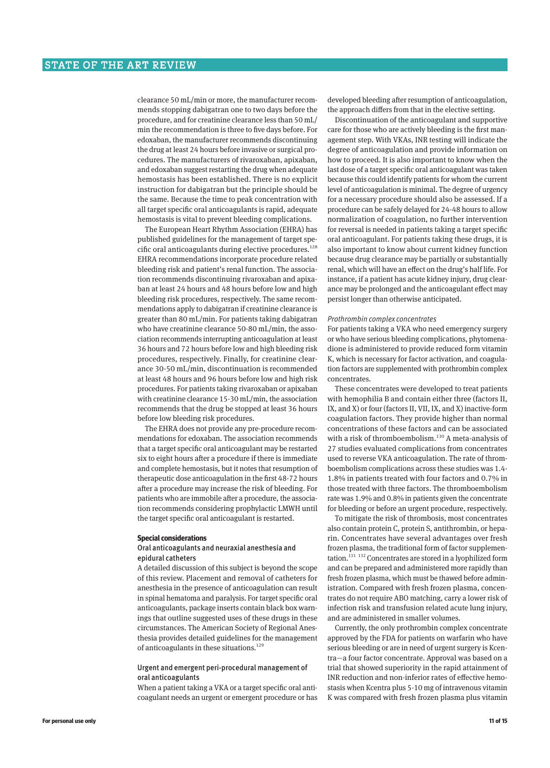clearance 50 mL/min or more, the manufacturer recommends stopping dabigatran one to two days before the procedure, and for creatinine clearance less than 50 mL/min the recommendation is three to five days before. For edoxaban, the manufacturer recommends discontinuing the drug at least 24 hours before invasive or surgical procedures. The manufacturers of rivaroxaban, apixaban, and edoxaban suggest restarting the drug when adequate hemostasis has been established. There is no explicit instruction for dabigatran but the principle should be the same. Because the time to peak concentration with all target specific oral anticoagulants is rapid, adequate hemostasis is vital to prevent bleeding complications.

The European Heart Rhythm Association (EHRA) has published guidelines for the management of target specific oral anticoagulants during elective procedures.[128] EHRA recommendations incorporate procedure related bleeding risk and patient's renal function. The association recommends discontinuing rivaroxaban and apixaban at least 24 hours and 48 hours before low and high bleeding risk procedures, respectively. The same recommendations apply to dabigatran if creatinine clearance is greater than 80 mL/min. For patients taking dabigatran who have creatinine clearance 50-80 mL/min, the association recommends interrupting anticoagulation at least 36 hours and 72 hours before low and high bleeding risk procedures, respectively. Finally, for creatinine clearance 30-50 mL/min, discontinuation is recommended at least 48 hours and 96 hours before low and high risk procedures. For patients taking rivaroxaban or apixaban with creatinine clearance 15-30 mL/min, the association recommends that the drug be stopped at least 36 hours before low bleeding risk procedures.

The EHRA does not provide any pre-procedure recommendations for edoxaban. The association recommends that a target specific oral anticoagulant may be restarted six to eight hours after a procedure if there is immediate and complete hemostasis, but it notes that resumption of therapeutic dose anticoagulation in the first 48-72 hours after a procedure may increase the risk of bleeding. For patients who are immobile after a procedure, the association recommends considering prophylactic LMWH until the target specific oral anticoagulant is restarted.

## Special considerations

### Oral anticoagulants and neuraxial anesthesia and epidural catheters

A detailed discussion of this subject is beyond the scope of this review. Placement and removal of catheters for anesthesia in the presence of anticoagulation can result in spinal hematoma and paralysis. For target specific oral anticoagulants, package inserts contain black box warnings that outline suggested uses of these drugs in these circumstances. The American Society of Regional Anesthesia provides detailed guidelines for the management of anticoagulants in these situations.[129]

### Urgent and emergent peri-procedural management of oral anticoagulants

When a patient taking a VKA or a target specific oral anticoagulant needs an urgent or emergent procedure or has developed bleeding after resumption of anticoagulation, the approach differs from that in the elective setting.

Discontinuation of the anticoagulant and supportive care for those who are actively bleeding is the first management step. With VKAs, INR testing will indicate the degree of anticoagulation and provide information on how to proceed. It is also important to know when the last dose of a target specific oral anticoagulant was taken because this could identify patients for whom the current level of anticoagulation is minimal. The degree of urgency for a necessary procedure should also be assessed. If a procedure can be safely delayed for 24-48 hours to allow normalization of coagulation, no further intervention for reversal is needed in patients taking a target specific oral anticoagulant. For patients taking these drugs, it is also important to know about current kidney function because drug clearance may be partially or substantially renal, which will have an effect on the drug's half life. For instance, if a patient has acute kidney injury, drug clearance may be prolonged and the anticoagulant effect may persist longer than otherwise anticipated.

#### *Prothrombin complex concentrates*

For patients taking a VKA who need emergency surgery or who have serious bleeding complications, phytomenadione is administered to provide reduced form vitamin K, which is necessary for factor activation, and coagulation factors are supplemented with prothrombin complex concentrates.

These concentrates were developed to treat patients with hemophilia B and contain either three (factors II, IX, and X) or four (factors II, VII, IX, and X) inactive-form coagulation factors. They provide higher than normal concentrations of these factors and can be associated with a risk of thromboembolism.[130] A meta-analysis of 27 studies evaluated complications from concentrates used to reverse VKA anticoagulation. The rate of thromboembolism complications across these studies was 1.4-1.8% in patients treated with four factors and 0.7% in those treated with three factors. The thromboembolism rate was 1.9% and 0.8% in patients given the concentrate for bleeding or before an urgent procedure, respectively.

To mitigate the risk of thrombosis, most concentrates also contain protein C, protein S, antithrombin, or heparin. Concentrates have several advantages over fresh frozen plasma, the traditional form of factor supplementation.[131,132] Concentrates are stored in a lyophilized form and can be prepared and administered more rapidly than fresh frozen plasma, which must be thawed before administration. Compared with fresh frozen plasma, concentrates do not require ABO matching, carry a lower risk of infection risk and transfusion related acute lung injury, and are administered in smaller volumes.

Currently, the only prothrombin complex concentrate approved by the FDA for patients on warfarin who have serious bleeding or are in need of urgent surgery is Kcentra—a four factor concentrate. Approval was based on a trial that showed superiority in the rapid attainment of INR reduction and non-inferior rates of effective hemostasis when Kcentra plus 5-10 mg of intravenous vitamin K was compared with fresh frozen plasma plus vitamin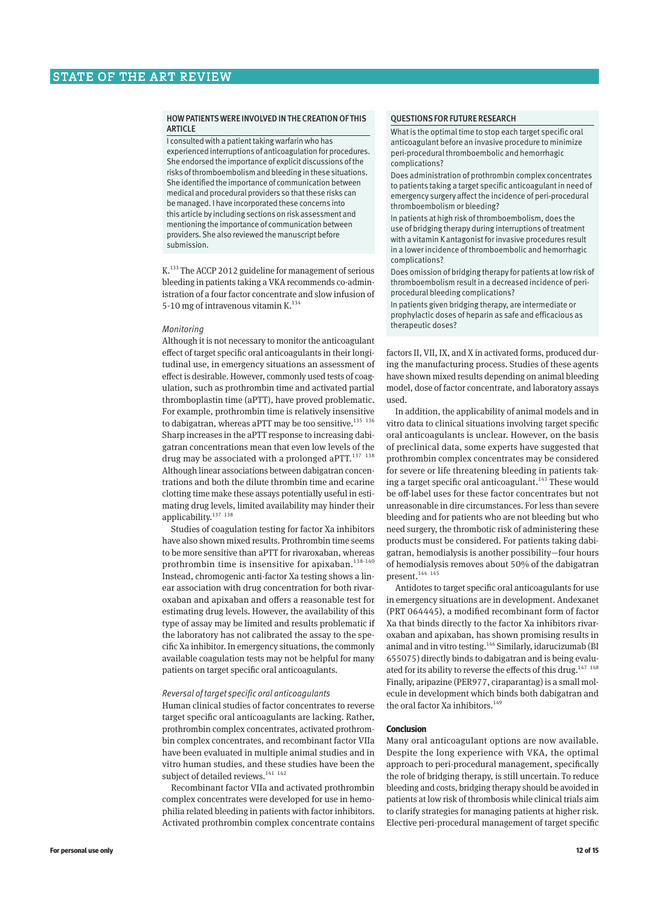### HOW PATIENTS WERE INVOLVED IN THE CREATION OF THIS ARTICLE

I consulted with a patient taking warfarin who has experienced interruptions of anticoagulation for procedures. She endorsed the importance of explicit discussions of the risks of thromboembolism and bleeding in these situations. She identified the importance of communication between medical and procedural providers so that these risks can be managed. I have incorporated these concerns into this article by including sections on risk assessment and mentioning the importance of communication between providers. She also reviewed the manuscript before submission.

K.[133] The ACCP 2012 guideline for management of serious bleeding in patients taking a VKA recommends co-administration of a four factor concentrate and slow infusion of 5-10 mg of intravenous vitamin K.[134]

*Monitoring*

Although it is not necessary to monitor the anticoagulant effect of target specific oral anticoagulants in their longitudinal use, in emergency situations an assessment of effect is desirable. However, commonly used tests of coagulation, such as prothrombin time and activated partial thromboplastin time (aPTT), have proved problematic. For example, prothrombin time is relatively insensitive to dabigatran, whereas aPTT may be too sensitive.[135 136] Sharp increases in the aPTT response to increasing dabigatran concentrations mean that even low levels of the drug may be associated with a prolonged aPTT.[137 138] Although linear associations between dabigatran concentrations and both the dilute thrombin time and ecarine clotting time make these assays potentially useful in estimating drug levels, limited availability may hinder their applicability.[137 138]

Studies of coagulation testing for factor Xa inhibitors have also shown mixed results. Prothrombin time seems to be more sensitive than aPTT for rivaroxaban, whereas prothrombin time is insensitive for apixaban.[138-140] Instead, chromogenic anti-factor Xa testing shows a linear association with drug concentration for both rivaroxaban and apixaban and offers a reasonable test for estimating drug levels. However, the availability of this type of assay may be limited and results problematic if the laboratory has not calibrated the assay to the specific Xa inhibitor. In emergency situations, the commonly available coagulation tests may not be helpful for many patients on target specific oral anticoagulants.

*Reversal of target specific oral anticoagulants*

Human clinical studies of factor concentrates to reverse target specific oral anticoagulants are lacking. Rather, prothrombin complex concentrates, activated prothrombin complex concentrates, and recombinant factor VIIa have been evaluated in multiple animal studies and in vitro human studies, and these studies have been the subject of detailed reviews.[141 142]

Recombinant factor VIIa and activated prothrombin complex concentrates were developed for use in hemophilia related bleeding in patients with factor inhibitors. Activated prothrombin complex concentrate contains factors II, VII, IX, and X in activated forms, produced during the manufacturing process. Studies of these agents have shown mixed results depending on animal bleeding model, dose of factor concentrate, and laboratory assays used.

In addition, the applicability of animal models and in vitro data to clinical situations involving target specific oral anticoagulants is unclear. However, on the basis of preclinical data, some experts have suggested that prothrombin complex concentrates may be considered for severe or life threatening bleeding in patients taking a target specific oral anticoagulant.[143] These would be off-label uses for these factor concentrates but not unreasonable in dire circumstances. For less than severe bleeding and for patients who are not bleeding but who need surgery, the thrombotic risk of administering these products must be considered. For patients taking dabigatran, hemodialysis is another possibility—four hours of hemodialysis removes about 50% of the dabigatran present.[144 145]

Antidotes to target specific oral anticoagulants for use in emergency situations are in development. Andexanet (PRT 064445), a modified recombinant form of factor Xa that binds directly to the factor Xa inhibitors rivaroxaban and apixaban, has shown promising results in animal and in vitro testing.[146] Similarly, idarucizumab (BI 655075) directly binds to dabigatran and is being evaluated for its ability to reverse the effects of this drug.[147 148] Finally, aripazine (PER977, ciraparantag) is a small molecule in development which binds both dabigatran and the oral factor Xa inhibitors.[149]

### QUESTIONS FOR FUTURE RESEARCH

What is the optimal time to stop each target specific oral anticoagulant before an invasive procedure to minimize peri-procedural thromboembolic and hemorrhagic complications?

Does administration of prothrombin complex concentrates to patients taking a target specific anticoagulant in need of emergency surgery affect the incidence of peri-procedural thromboembolism or bleeding?

In patients at high risk of thromboembolism, does the use of bridging therapy during interruptions of treatment with a vitamin K antagonist for invasive procedures result in a lower incidence of thromboembolic and hemorrhagic complications?

Does omission of bridging therapy for patients at low risk of thromboembolism result in a decreased incidence of peri-procedural bleeding complications?

In patients given bridging therapy, are intermediate or prophylactic doses of heparin as safe and efficacious as therapeutic doses?

## Conclusion

Many oral anticoagulant options are now available. Despite the long experience with VKA, the optimal approach to peri-procedural management, specifically the role of bridging therapy, is still uncertain. To reduce bleeding and costs, bridging therapy should be avoided in patients at low risk of thrombosis while clinical trials aim to clarify strategies for managing patients at higher risk. Elective peri-procedural management of target specific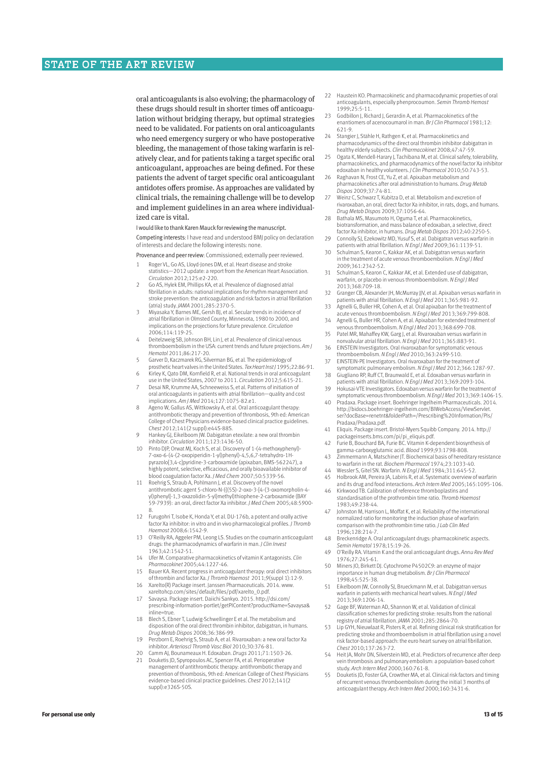oral anticoagulants is also evolving; the pharmacology of these drugs should result in shorter times off anticoagulation without bridging therapy, but optimal strategies need to be validated. For patients on oral anticoagulants who need emergency surgery or who have postoperative bleeding, the management of those taking warfarin is relatively clear, and for patients taking a target specific oral anticoagulant, approaches are being defined. For these patients the advent of target specific oral anticoagulant antidotes offers promise. As approaches are validated by clinical trials, the remaining challenge will be to develop and implement guidelines in an area where individualized care is vital.

I would like to thank Karen Mauck for reviewing the manuscript.

Competing interests: I have read and understood BMJ policy on declaration of interests and declare the following interests: none.

Provenance and peer review: Commissioned; externally peer reviewed.

1. Roger VL, Go AS, Lloyd-Jones DM, et al. Heart disease and stroke statistics—2012 update: a report from the American Heart Association. *Circulation* 2012;125:e2-220.
2. Go AS, Hylek EM, Phillips KA, et al. Prevalence of diagnosed atrial fibrillation in adults: national implications for rhythm management and stroke prevention: the anticoagulation and risk factors in atrial fibrillation (atria) study. *JAMA* 2001;285:2370-5.
3. Miyasaka Y, Barnes ME, Gersh BJ, et al. Secular trends in incidence of atrial fibrillation in Olmsted County, Minnesota, 1980 to 2000, and implications on the projections for future prevalence. *Circulation* 2006;114:119-25.
4. Deitelzweig SB, Johnson BH, Lin J, et al. Prevalence of clinical venous thromboembolism in the USA: current trends and future projections. *Am J Hematol* 2011;86:217-20.
5. Garver D, Kaczmarek RG, Silverman BG, et al. The epidemiology of prosthetic heart valves in the United States. *Tex Heart Inst J* 1995;22:86-91.
6. Kirley K, Qato DM, Kornfield R, et al. National trends in oral anticoagulant use in the United States, 2007 to 2011. *Circulation* 2012;5:615-21.
7. Desai NR, Krumme AA, Schneeweiss S, et al. Patterns of initiation of oral anticoagulants in patients with atrial fibrillation—quality and cost implications. *Am J Med* 2014;127:1075-82.e1.
8. Ageno W, Gallus AS, Wittkowsky A, et al. Oral anticoagulant therapy: antithrombotic therapy and prevention of thrombosis, 9th ed: American College of Chest Physicians evidence-based clinical practice guidelines. *Chest* 2012;141(2 suppl):e44S-88S.
9. Hankey GJ, Eikelboom JW. Dabigatran etexilate: a new oral thrombin inhibitor. *Circulation* 2011;123:1436-50.
10. Pinto DJP, Orwat MJ, Koch S, et al. Discovery of 1-(4-methoxyphenyl)-7-oxo-6-(4-(2-oxopiperidin-1-yl)phenyl)-4,5,6,7-tetrahydro-1H-pyrazolo[3,4-c]pyridine-3-carboxamide (apixaban, BMS-562247), a highly potent, selective, efficacious, and orally bioavailable inhibitor of blood coagulation factor Xa. *J Med Chem* 2007;50:5339-56.
11. Roehrig S, Straub A, Pohlmann J, et al. Discovery of the novel antithrombotic agent 5-chloro-N-({(5S)-2-oxo-3-[4-(3-oxomorpholin-4-yl)phenyl]-1,3-oxazolidin-5-yl}methyl)thiophene-2-carboxamide (BAY 59-7939): an oral, direct factor Xa inhibitor. *J Med Chem* 2005;48:5900-8.
12. Furugohri T, Isobe K, Honda Y, et al. DU-176b, a potent and orally active factor Xa inhibitor: in vitro and in vivo pharmacological profiles. *J Thromb Haemost* 2008;6:1542-9.
13. O'Reilly RA, Aggeler PM, Leong LS. Studies on the coumarin anticoagulant drugs: the pharmacodynamics of warfarin in man. *J Clin Invest* 1963;42:1542-51.
14. Ufer M. Comparative pharmacokinetics of vitamin K antagonists. *Clin Pharmacokinet* 2005;44:1227-46.
15. Bauer KA. Recent progress in anticoagulant therapy: oral direct inhibitors of thrombin and factor Xa. *J Thromb Haemost* 2011;9(suppl 1):12-9.
16. Xarelto(R) Package insert. Janssen Pharmaceuticals. 2014. www.xareltohcp.com/sites/default/files/pdf/xarelto_0.pdf.
17. Savaysa. Package insert. Daiichi Sankyo. 2015. http://dsi.com/prescribing-information-portlet/getPIContent?productName=Savaysa&inline=true.
18. Blech S, Ebner T, Ludwig-Schwellinger E et al. The metabolism and disposition of the oral direct thrombin inhibitor, dabigatran, in humans. *Drug Metab Dispos* 2008;36:386-99.
19. Perzborn E, Roehrig S, Straub A, et al. Rivaroxaban: a new oral factor Xa inhibitor. *Arterioscl Thromb Vasc Biol* 2010;30:376-81.
20. Camm AJ, Bounameaux H. Edoxaban. *Drugs* 2011;71:1503-26.
21. Douketis JD, Spyropoulos AC, Spencer FA, et al. Perioperative management of antithrombotic therapy: antithrombotic therapy and prevention of thrombosis, 9th ed: American College of Chest Physicians evidence-based clinical practice guidelines. *Chest* 2012;141(2 suppl):e326S-50S.
22. Haustein KO. Pharmacokinetic and pharmacodynamic properties of oral anticoagulants, especially phenprocoumon. *Semin Thromb Hemost* 1999;25:5-11.
23. Godbillon J, Richard J, Gerardin A, et al. Pharmacokinetics of the enantiomers of acenocoumarol in man. *Br J Clin Pharmacol* 1981;12:621-9.
24. Stangier J, Stähle H, Rathgen K, et al. Pharmacokinetics and pharmacodynamics of the direct oral thrombin inhibitor dabigatran in healthy elderly subjects. *Clin Pharmacokinet* 2008;47:47-59.
25. Ogata K, Mendell-Harary J, Tachibana M, et al. Clinical safety, tolerability, pharmacokinetics, and pharmacodynamics of the novel factor Xa inhibitor edoxaban in healthy volunteers. *J Clin Pharmacol* 2010;50:743-53.
26. Raghavan N, Frost CE, Yu Z, et al. Apixaban metabolism and pharmacokinetics after oral administration to humans. *Drug Metab Dispos* 2009;37:74-81.
27. Weinz C, Schwarz T, Kubitza D, et al. Metabolism and excretion of rivaroxaban, an oral, direct factor Xa inhibitor, in rats, dogs, and humans. *Drug Metab Dispos* 2009;37:1056-64.
28. Bathala MS, Masumoto H, Oguma T, et al. Pharmacokinetics, biotransformation, and mass balance of edoxaban, a selective, direct factor Xa inhibitor, in humans. *Drug Metab Dispos* 2012;40:2250-5.
29. Connolly SJ, Ezekowitz MD, Yusuf S, et al. Dabigatran versus warfarin in patients with atrial fibrillation. *N Engl J Med* 2009;361:1139-51.
30. Schulman S, Kearon C, Kakkar AK, et al. Dabigatran versus warfarin in the treatment of acute venous thromboembolism. *N Engl J Med* 2009;361:2342-52.
31. Schulman S, Kearon C, Kakkar AK, et al. Extended use of dabigatran, warfarin, or placebo in venous thromboembolism. *N Engl J Med* 2013;368:709-18.
32. Granger CB, Alexander JH, McMurray JJV, et al. Apixaban versus warfarin in patients with atrial fibrillation. *N Engl J Med* 2011;365:981-92.
33. Agnelli G, Buller HR, Cohen A, et al. Oral apixaban for the treatment of acute venous thromboembolism. *N Engl J Med* 2013;369:799-808.
34. Agnelli G, Buller HR, Cohen A, et al. Apixaban for extended treatment of venous thromboembolism. *N Engl J Med* 2013;368:699-708.
35. Patel MR, Mahaffey KW, Garg J, et al. Rivaroxaban versus warfarin in nonvalvular atrial fibrillation. *N Engl J Med* 2011;365:883-91.
36. EINSTEIN Investigators. Oral rivaroxaban for symptomatic venous thromboembolism. *N Engl J Med* 2010;363:2499-510.
37. EINSTEIN-PE Investigators. Oral rivaroxaban for the treatment of symptomatic pulmonary embolism. *N Engl J Med* 2012;366:1287-97.
38. Giugliano RP, Ruff CT, Braunwald E, et al. Edoxaban versus warfarin in patients with atrial fibrillation. *N Engl J Med* 2013;369:2093-104.
39. Hokusai-VTE Investigators. Edoxaban versus warfarin for the treatment of symptomatic venous thromboembolism. *N Engl J Med* 2013;369:1406-15.
40. Pradaxa. Package insert. Boehringer Ingelheim Pharmaceuticals. 2014. http://bidocs.boehringer-ingelheim.com/BIWebAccess/ViewServlet.ser?docBase=renetnt&folderPath=/Prescribing%20Information/PIs/Pradaxa/Pradaxa.pdf.
41. Eliquis. Package insert. Bristol-Myers Squibb Company. 2014. http://packageinserts.bms.com/pi/pi_eliquis.pdf.
42. Furie B, Bouchard BA, Furie BC. Vitamin K-dependent biosynthesis of gamma-carboxyglutamic acid. *Blood* 1999;93:1798-808.
43. Zimmermann A, Matschiner JT. Biochemical basis of hereditary resistance to warfarin in the rat. *Biochem Pharmacol* 1974;23:1033-40.
44. Wessler S, Gitel SN. Warfarin. *N Engl J Med* 1984;311:645-52.
45. Holbrook AM, Pereira JA, Labiris R, et al. Systematic overview of warfarin and its drug and food interactions. *Arch Intern Med* 2005;165:1095-106.
46. Kirkwood TB. Calibration of reference thromboplastins and standardisation of the prothrombin time ratio. *Thromb Haemost* 1983;49:238-44.
47. Johnston M, Harrison L, Moffat K, et al. Reliability of the international normalized ratio for monitoring the induction phase of warfarin: comparison with the prothrombin time ratio. *J Lab Clin Med* 1996;128:214-7.
48. Breckenridge A. Oral anticoagulant drugs: pharmacokinetic aspects. *Semin Hematol* 1978;15:19-26.
49. O'Reilly RA. Vitamin K and the oral anticoagulant drugs. *Annu Rev Med* 1976;27:245-61.
50. Miners JO, Birkett DJ. Cytochrome P4502C9: an enzyme of major importance in human drug metabolism. *Br J Clin Pharmacol* 1998;45:525-38.
51. Eikelboom JW, Connolly SJ, Brueckmann M, et al. Dabigatran versus warfarin in patients with mechanical heart valves. *N Engl J Med* 2013;369:1206-14.
52. Gage BF, Waterman AD, Shannon W, et al. Validation of clinical classification schemes for predicting stroke: results from the national registry of atrial fibrillation. *JAMA* 2001;285:2864-70.
53. Lip GYH, Nieuwlaat R, Pisters R, et al. Refining clinical risk stratification for predicting stroke and thromboembolism in atrial fibrillation using a novel risk factor-based approach: the euro heart survey on atrial fibrillation. *Chest* 2010;137:263-72.
54. Heit JA, Mohr DN, Silverstein MD, et al. Predictors of recurrence after deep vein thrombosis and pulmonary embolism: a population-based cohort study. *Arch Intern Med* 2000;160:761-8.
55. Douketis JD, Foster GA, Crowther MA, et al. Clinical risk factors and timing of recurrent venous thromboembolism during the initial 3 months of anticoagulant therapy. *Arch Intern Med* 2000;160:3431-6.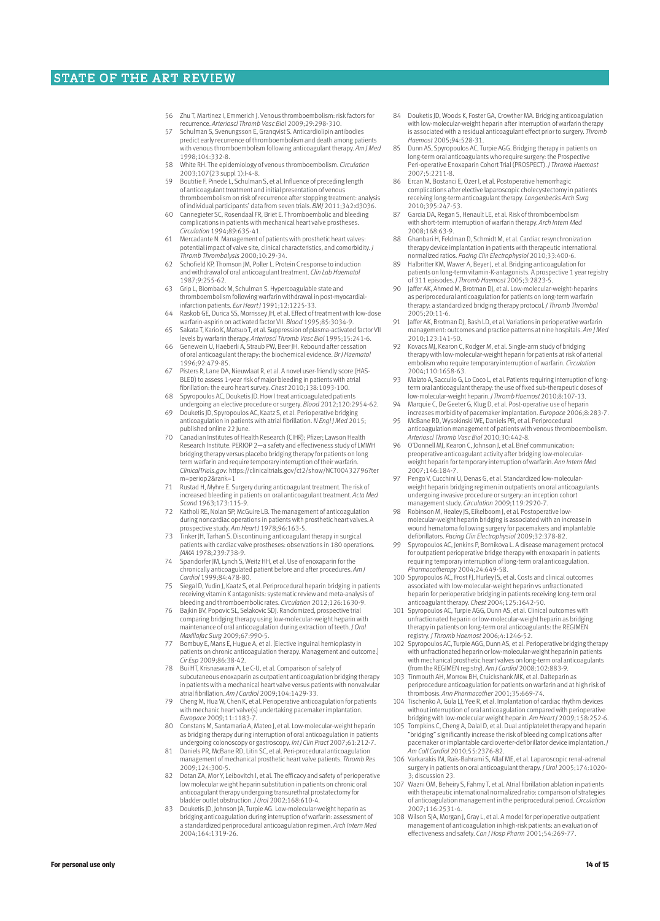56 Zhu T, Martinez I, Emmerich J. Venous thromboembolism: risk factors for recurrence. *Arterioscl Thromb Vasc Biol* 2009;29:298-310.

57 Schulman S, Svenungsson E, Granqvist S. Anticardiolipin antibodies predict early recurrence of thromboembolism and death among patients with venous thromboembolism following anticoagulant therapy. *Am J Med* 1998;104:332-8.

58 White RH. The epidemiology of venous thromboembolism. *Circulation* 2003;107(23 suppl 1):I-4-8.

59 Boutitie F, Pinede L, Schulman S, et al. Influence of preceding length of anticoagulant treatment and initial presentation of venous thromboembolism on risk of recurrence after stopping treatment: analysis of individual participants' data from seven trials. *BMJ* 2011;342:d3036.

60 Cannegieter SC, Rosendaal FR, Briët E. Thromboembolic and bleeding complications in patients with mechanical heart valve prostheses. *Circulation* 1994;89:635-41.

61 Mercadante N. Management of patients with prosthetic heart valves: potential impact of valve site, clinical characteristics, and comorbidity. *J Thromb Thrombolysis* 2000;10:29-34.

62 Schofield KP, Thomson JM, Poller L. Protein C response to induction and withdrawal of oral anticoagulant treatment. *Clin Lab Haematol* 1987;9:255-62.

63 Grip L, Blomback M, Schulman S. Hypercoagulable state and thromboembolism following warfarin withdrawal in post-myocardial-infarction patients. *Eur Heart J* 1991;12:1225-33.

64 Raskob GE, Durica SS, Morrissey JH, et al. Effect of treatment with low-dose warfarin-aspirin on activated factor VII. *Blood* 1995;85:3034-9.

65 Sakata T, Kario K, Matsuo T, et al. Suppression of plasma-activated factor VII levels by warfarin therapy. *Arterioscl Thromb Vasc Biol* 1995;15:241-6.

66 Genewein U, Haeberli A, Straub PW, Beer JH. Rebound after cessation of oral anticoagulant therapy: the biochemical evidence. *Br J Haematol* 1996;92:479-85.

67 Pisters R, Lane DA, Nieuwlaat R, et al. A novel user-friendly score (HAS-BLED) to assess 1-year risk of major bleeding in patients with atrial fibrillation: the euro heart survey. *Chest* 2010;138:1093-100.

68 Spyropoulos AC, Douketis JD. How I treat anticoagulated patients undergoing an elective procedure or surgery. *Blood* 2012;120:2954-62.

69 Douketis JD, Spyropoulos AC, Kaatz S, et al. Perioperative bridging anticoagulation in patients with atrial fibrillation. *N Engl J Med* 2015; published online 22 June.

70 Canadian Institutes of Health Research (CIHR); Pfizer; Lawson Health Research Institute. PERIOP 2—a safety and effectiveness study of LMWH bridging therapy versus placebo bridging therapy for patients on long term warfarin and require temporary interruption of their warfarin. *ClinicalTrials.gov*. https://clinicaltrials.gov/ct2/show/NCT00432796?term=periop2&rank=1

71 Rustad H, Myhre E. Surgery during anticoagulant treatment. The risk of increased bleeding in patients on oral anticoagulant treatment. *Acta Med Scand* 1963;173:115-9.

72 Katholi RE, Nolan SP, McGuire LB. The management of anticoagulation during noncardiac operations in patients with prosthetic heart valves. A prospective study. *Am Heart J* 1978;96:163-5.

73 Tinker JH, Tarhan S. Discontinuing anticoagulant therapy in surgical patients with cardiac valve prostheses: observations in 180 operations. *JAMA* 1978;239:738-9.

74 Spandorfer JM, Lynch S, Weitz HH, et al. Use of enoxaparin for the chronically anticoagulated patient before and after procedures. *Am J Cardiol* 1999;84:478-80.

75 Siegal D, Yudin J, Kaatz S, et al. Periprocedural heparin bridging in patients receiving vitamin K antagonists: systematic review and meta-analysis of bleeding and thromboembolic rates. *Circulation* 2012;126:1630-9.

76 Bajkin BV, Popovic SL, Selakovic SDJ. Randomized, prospective trial comparing bridging therapy using low-molecular-weight heparin with maintenance of oral anticoagulation during extraction of teeth. *J Oral Maxillofac Surg* 2009;67:990-5.

77 Bombuy E, Mans E, Hugue A, et al. [Elective inguinal hernioplasty in patients on chronic anticoagulation therapy. Management and outcome.] *Cir Esp* 2009;86:38-42.

78 Bui HT, Krisnaswami A, Le C-U, et al. Comparison of safety of subcutaneous enoxaparin as outpatient anticoagulation bridging therapy in patients with a mechanical heart valve versus patients with nonvalvular atrial fibrillation. *Am J Cardiol* 2009;104:1429-33.

79 Cheng M, Hua W, Chen K, et al. Perioperative anticoagulation for patients with mechanic heart valve(s) undertaking pacemaker implantation. *Europace* 2009;11:1183-7.

80 Constans M, Santamaria A, Mateo J, et al. Low-molecular-weight heparin as bridging therapy during interruption of oral anticoagulation in patients undergoing colonoscopy or gastroscopy. *Int J Clin Pract* 2007;61:212-7.

81 Daniels PR, McBane RD, Litin SC, et al. Peri-procedural anticoagulation management of mechanical prosthetic heart valve patients. *Thromb Res* 2009;124:300-5.

82 Dotan ZA, Mor Y, Leibovitch I, et al. The efficacy and safety of perioperative low molecular weight heparin substitution in patients on chronic oral anticoagulant therapy undergoing transurethral prostatectomy for bladder outlet obstruction. *J Urol* 2002;168:610-4.

83 Douketis JD, Johnson JA, Turpie AG. Low-molecular-weight heparin as bridging anticoagulation during interruption of warfarin: assessment of a standardized periprocedural anticoagulation regimen. *Arch Intern Med* 2004;164:1319-26.

84 Douketis JD, Woods K, Foster GA, Crowther MA. Bridging anticoagulation with low-molecular-weight heparin after interruption of warfarin therapy is associated with a residual anticoagulant effect prior to surgery. *Thromb Haemost* 2005;94:528-31.

85 Dunn AS, Spyropoulos AC, Turpie AGG. Bridging therapy in patients on long-term oral anticoagulants who require surgery: the Prospective Peri-operative Enoxaparin Cohort Trial (PROSPECT). *J Thromb Haemost* 2007;5:2211-8.

86 Ercan M, Bostanci E, Ozer I, et al. Postoperative hemorrhagic complications after elective laparoscopic cholecystectomy in patients receiving long-term anticoagulant therapy. *Langenbecks Arch Surg* 2010;395:247-53.

87 Garcia DA, Regan S, Henault LE, et al. Risk of thromboembolism with short-term interruption of warfarin therapy. *Arch Intern Med* 2008;168:63-9.

88 Ghanbari H, Feldman D, Schmidt M, et al. Cardiac resynchronization therapy device implantation in patients with therapeutic international normalized ratios. *Pacing Clin Electrophysiol* 2010;33:400-6.

89 Halbritter KM, Wawer A, Beyer J, et al. Bridging anticoagulation for patients on long-term vitamin-K-antagonists. A prospective 1 year registry of 311 episodes. *J Thromb Haemost* 2005;3:2823-5.

90 Jaffer AK, Ahmed M, Brotman DJ, et al. Low-molecular-weight-heparins as periprocedural anticoagulation for patients on long-term warfarin therapy: a standardized bridging therapy protocol. *J Thromb Thrombol* 2005;20:11-6.

91 Jaffer AK, Brotman DJ, Bash LD, et al. Variations in perioperative warfarin management: outcomes and practice patterns at nine hospitals. *Am J Med* 2010;123:141-50.

92 Kovacs MJ, Kearon C, Rodger M, et al. Single-arm study of bridging therapy with low-molecular-weight heparin for patients at risk of arterial embolism who require temporary interruption of warfarin. *Circulation* 2004;110:1658-63.

93 Malato A, Saccullo G, Lo Coco L, et al. Patients requiring interruption of long-term oral anticoagulant therapy: the use of fixed sub-therapeutic doses of low-molecular-weight heparin. *J Thromb Haemost* 2010;8:107-13.

94 Marquie C, De Geeter G, Klug D, et al. Post-operative use of heparin increases morbidity of pacemaker implantation. *Europace* 2006;8:283-7.

95 McBane RD, Wysokinski WE, Daniels PR, et al. Periprocedural anticoagulation management of patients with venous thromboembolism. *Arterioscl Thromb Vasc Biol* 2010;30:442-8.

96 O'Donnell MJ, Kearon C, Johnson J, et al. Brief communication: preoperative anticoagulant activity after bridging low-molecular-weight heparin for temporary interruption of warfarin. *Ann Intern Med* 2007;146:184-7.

97 Pengo V, Cucchini U, Denas G, et al. Standardized low-molecular-weight heparin bridging regimen in outpatients on oral anticoagulants undergoing invasive procedure or surgery: an inception cohort management study. *Circulation* 2009;119:2920-7.

98 Robinson M, Healey JS, Eikelboom J, et al. Postoperative low-molecular-weight heparin bridging is associated with an increase in wound hematoma following surgery for pacemakers and implantable defibrillators. *Pacing Clin Electrophysiol* 2009;32:378-82.

99 Spyropoulos AC, Jenkins P, Bornikova L. A disease management protocol for outpatient perioperative bridge therapy with enoxaparin in patients requiring temporary interruption of long-term oral anticoagulation. *Pharmacotherapy* 2004;24:649-58.

100 Spyropoulos AC, Frost FJ, Hurley JS, et al. Costs and clinical outcomes associated with low-molecular-weight heparin vs unfractionated heparin for perioperative bridging in patients receiving long-term oral anticoagulant therapy. *Chest* 2004;125:1642-50.

101 Spyropoulos AC, Turpie AGG, Dunn AS, et al. Clinical outcomes with unfractionated heparin or low-molecular-weight heparin as bridging therapy in patients on long-term oral anticoagulants: the REGIMEN registry. *J Thromb Haemost* 2006;4:1246-52.

102 Spyropoulos AC, Turpie AGG, Dunn AS, et al. Perioperative bridging therapy with unfractionated heparin or low-molecular-weight heparin in patients with mechanical prosthetic heart valves on long-term oral anticoagulants (from the REGIMEN registry). *Am J Cardiol* 2008;102:883-9.

103 Tinmouth AH, Morrow BH, Cruickshank MK, et al. Dalteparin as periprocedure anticoagulation for patients on warfarin and at high risk of thrombosis. *Ann Pharmacother* 2001;35:669-74.

104 Tischenko A, Gula LJ, Yee R, et al. Implantation of cardiac rhythm devices without interruption of oral anticoagulation compared with perioperative bridging with low-molecular weight heparin. *Am Heart J* 2009;158:252-6.

105 Tompkins C, Cheng A, Dalal D, et al. Dual antiplatelet therapy and heparin "bridging" significantly increase the risk of bleeding complications after pacemaker or implantable cardioverter-defibrillator device implantation. *J Am Coll Cardiol* 2010;55:2376-82.

106 Varkarakis IM, Rais-Bahrami S, Allaf ME, et al. Laparoscopic renal-adrenal surgery in patients on oral anticoagulant therapy. *J Urol* 2005;174:1020-3; discussion 23.

107 Wazni OM, Beheiry S, Fahmy T, et al. Atrial fibrillation ablation in patients with therapeutic international normalized ratio: comparison of strategies of anticoagulation management in the periprocedural period. *Circulation* 2007;116:2531-4.

108 Wilson SJA, Morgan J, Gray L, et al. A model for perioperative outpatient management of anticoagulation in high-risk patients: an evaluation of effectiveness and safety. *Can J Hosp Pharm* 2001;54:269-77.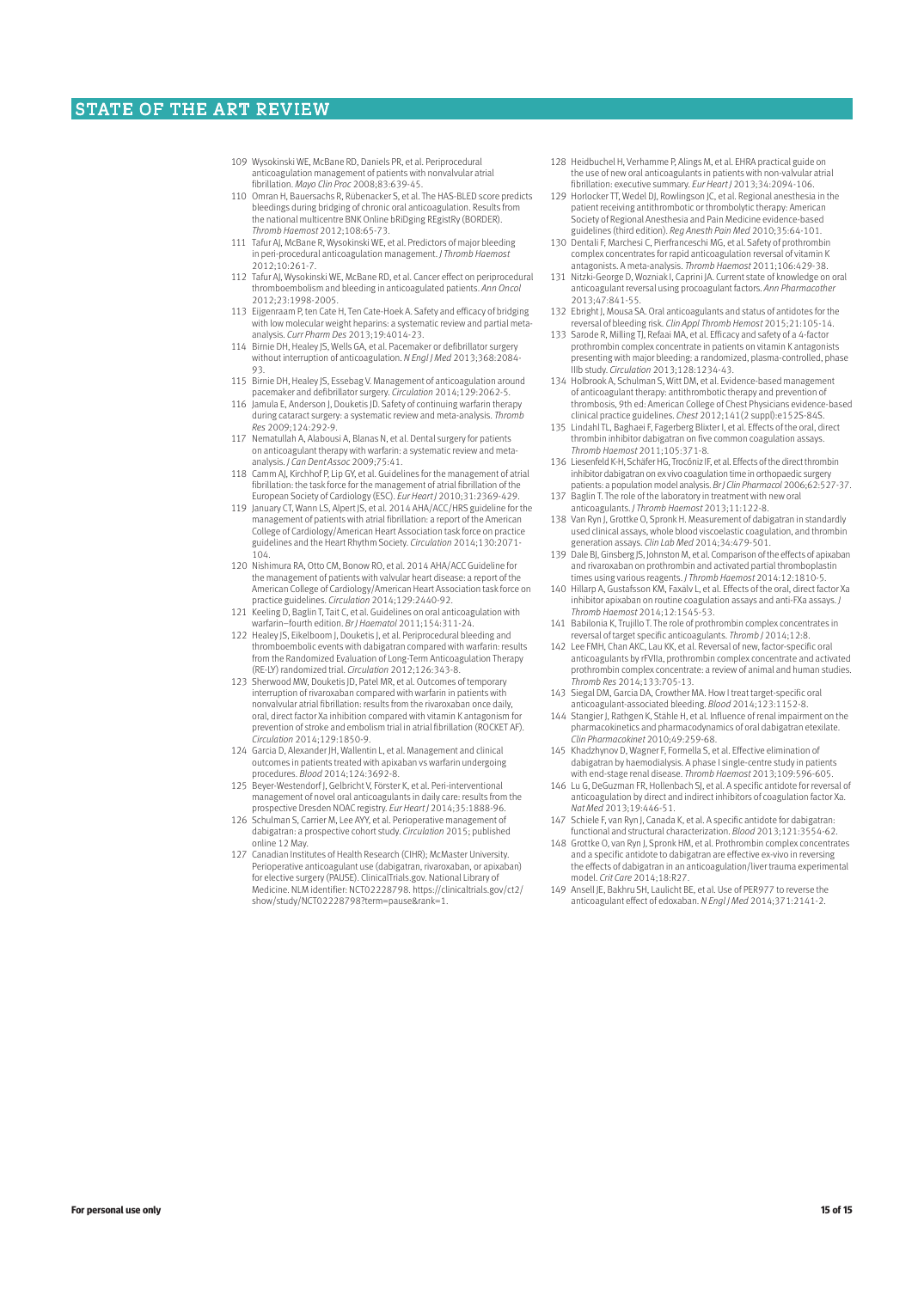109 Wysokinski WE, McBane RD, Daniels PR, et al. Periprocedural anticoagulation management of patients with nonvalvular atrial fibrillation. *Mayo Clin Proc* 2008;83:639-45.

110 Omran H, Bauersachs R, Rübenacker S, et al. The HAS-BLED score predicts bleedings during bridging of chronic oral anticoagulation. Results from the national multicentre BNK Online bRiDging REgistRy (BORDER). *Thromb Haemost* 2012;108:65-73.

111 Tafur AJ, McBane R, Wysokinski WE, et al. Predictors of major bleeding in peri-procedural anticoagulation management. *J Thromb Haemost* 2012;10:261-7.

112 Tafur AJ, Wysokinski WE, McBane RD, et al. Cancer effect on periprocedural thromboembolism and bleeding in anticoagulated patients. *Ann Oncol* 2012;23:1998-2005.

113 Eijgenraam P, ten Cate H, Ten Cate-Hoek A. Safety and efficacy of bridging with low molecular weight heparins: a systematic review and partial meta-analysis. *Curr Pharm Des* 2013;19:4014-23.

114 Birnie DH, Healey JS, Wells GA, et al. Pacemaker or defibrillator surgery without interruption of anticoagulation. *N Engl J Med* 2013;368:2084-93.

115 Birnie DH, Healey JS, Essebag V. Management of anticoagulation around pacemaker and defibrillator surgery. *Circulation* 2014;129:2062-5.

116 Jamula E, Anderson J, Douketis JD. Safety of continuing warfarin therapy during cataract surgery: a systematic review and meta-analysis. *Thromb Res* 2009;124:292-9.

117 Nematullah A, Alabousi A, Blanas N, et al. Dental surgery for patients on anticoagulant therapy with warfarin: a systematic review and meta-analysis. *J Can Dent Assoc* 2009;75:41.

118 Camm AJ, Kirchhof P, Lip GY, et al. Guidelines for the management of atrial fibrillation: the task force for the management of atrial fibrillation of the European Society of Cardiology (ESC). *Eur Heart J* 2010;31:2369-429.

119 January CT, Wann LS, Alpert JS, et al. 2014 AHA/ACC/HRS guideline for the management of patients with atrial fibrillation: a report of the American College of Cardiology/American Heart Association task force on practice guidelines and the Heart Rhythm Society. *Circulation* 2014;130:2071-104.

120 Nishimura RA, Otto CM, Bonow RO, et al. 2014 AHA/ACC Guideline for the management of patients with valvular heart disease: a report of the American College of Cardiology/American Heart Association task force on practice guidelines. *Circulation* 2014;129:2440-92.

121 Keeling D, Baglin T, Tait C, et al. Guidelines on oral anticoagulation with warfarin–fourth edition. *Br J Haematol* 2011;154:311-24.

122 Healey JS, Eikelboom J, Douketis J, et al. Periprocedural bleeding and thromboembolic events with dabigatran compared with warfarin: results from the Randomized Evaluation of Long-Term Anticoagulation Therapy (RE-LY) randomized trial. *Circulation* 2012;126:343-8.

123 Sherwood MW, Douketis JD, Patel MR, et al. Outcomes of temporary interruption of rivaroxaban compared with warfarin in patients with nonvalvular atrial fibrillation: results from the rivaroxaban once daily, oral, direct factor Xa inhibition compared with vitamin K antagonism for prevention of stroke and embolism trial in atrial fibrillation (ROCKET AF). *Circulation* 2014;129:1850-9.

124 Garcia D, Alexander JH, Wallentin L, et al. Management and clinical outcomes in patients treated with apixaban vs warfarin undergoing procedures. *Blood* 2014;124:3692-8.

125 Beyer-Westendorf J, Gelbricht V, Förster K, et al. Peri-interventional management of novel oral anticoagulants in daily care: results from the prospective Dresden NOAC registry. *Eur Heart J* 2014;35:1888-96.

126 Schulman S, Carrier M, Lee AYY, et al. Perioperative management of dabigatran: a prospective cohort study. *Circulation* 2015; published online 12 May.

127 Canadian Institutes of Health Research (CIHR); McMaster University. Perioperative anticoagulant use (dabigatran, rivaroxaban, or apixaban) for elective surgery (PAUSE). ClinicalTrials.gov. National Library of Medicine. NLM identifier: NCT02228798. https://clinicaltrials.gov/ct2/show/study/NCT02228798?term=pause&rank=1.

128 Heidbuchel H, Verhamme P, Alings M, et al. EHRA practical guide on the use of new oral anticoagulants in patients with non-valvular atrial fibrillation: executive summary. *Eur Heart J* 2013;34:2094-106.

129 Horlocker TT, Wedel DJ, Rowlingson JC, et al. Regional anesthesia in the patient receiving antithrombotic or thrombolytic therapy: American Society of Regional Anesthesia and Pain Medicine evidence-based guidelines (third edition). *Reg Anesth Pain Med* 2010;35:64-101.

130 Dentali F, Marchesi C, Pierfranceschi MG, et al. Safety of prothrombin complex concentrates for rapid anticoagulation reversal of vitamin K antagonists. A meta-analysis. *Thromb Haemost* 2011;106:429-38.

131 Nitzki-George D, Wozniak I, Caprini JA. Current state of knowledge on oral anticoagulant reversal using procoagulant factors. *Ann Pharmacother* 2013;47:841-55.

132 Ebright J, Mousa SA. Oral anticoagulants and status of antidotes for the reversal of bleeding risk. *Clin Appl Thromb Hemost* 2015;21:105-14.

133 Sarode R, Milling TJ, Refaai MA, et al. Efficacy and safety of a 4-factor prothrombin complex concentrate in patients on vitamin K antagonists presenting with major bleeding: a randomized, plasma-controlled, phase IIIb study. *Circulation* 2013;128:1234-43.

134 Holbrook A, Schulman S, Witt DM, et al. Evidence-based management of anticoagulant therapy: antithrombotic therapy and prevention of thrombosis, 9th ed: American College of Chest Physicians evidence-based clinical practice guidelines. *Chest* 2012;141(2 suppl):e152S-84S.

135 Lindahl TL, Baghaei F, Fagerberg Blixter I, et al. Effects of the oral, direct thrombin inhibitor dabigatran on five common coagulation assays. *Thromb Haemost* 2011;105:371-8.

136 Liesenfeld K-H, Schäfer HG, Trocóniz IF, et al. Effects of the direct thrombin inhibitor dabigatran on ex vivo coagulation time in orthopaedic surgery patients: a population model analysis. *Br J Clin Pharmacol* 2006;62:527-37.

137 Baglin T. The role of the laboratory in treatment with new oral anticoagulants. *J Thromb Haemost* 2013;11:122-8.

138 Van Ryn J, Grottke O, Spronk H. Measurement of dabigatran in standardly used clinical assays, whole blood viscoelastic coagulation, and thrombin generation assays. *Clin Lab Med* 2014;34:479-501.

139 Dale BJ, Ginsberg JS, Johnston M, et al. Comparison of the effects of apixaban and rivaroxaban on prothrombin and activated partial thromboplastin times using various reagents. *J Thromb Haemost* 2014:12:1810-5.

140 Hillarp A, Gustafsson KM, Faxälv L, et al. Effects of the oral, direct factor Xa inhibitor apixaban on routine coagulation assays and anti-FXa assays. *J Thromb Haemost* 2014;12:1545-53.

141 Babilonia K, Trujillo T. The role of prothrombin complex concentrates in reversal of target specific anticoagulants. *Thromb J* 2014;12:8.

142 Lee FMH, Chan AKC, Lau KK, et al. Reversal of new, factor-specific oral anticoagulants by rFVIIa, prothrombin complex concentrate and activated prothrombin complex concentrate: a review of animal and human studies. *Thromb Res* 2014;133:705-13.

143 Siegal DM, Garcia DA, Crowther MA. How I treat target-specific oral anticoagulant-associated bleeding. *Blood* 2014;123:1152-8.

144 Stangier J, Rathgen K, Stähle H, et al. Influence of renal impairment on the pharmacokinetics and pharmacodynamics of oral dabigatran etexilate. *Clin Pharmacokinet* 2010;49:259-68.

145 Khadzhynov D, Wagner F, Formella S, et al. Effective elimination of dabigatran by haemodialysis. A phase I single-centre study in patients with end-stage renal disease. *Thromb Haemost* 2013;109:596-605.

146 Lu G, DeGuzman FR, Hollenbach SJ, et al. A specific antidote for reversal of anticoagulation by direct and indirect inhibitors of coagulation factor Xa. *Nat Med* 2013;19:446-51.

147 Schiele F, van Ryn J, Canada K, et al. A specific antidote for dabigatran: functional and structural characterization. *Blood* 2013;121:3554-62.

148 Grottke O, van Ryn J, Spronk HM, et al. Prothrombin complex concentrates and a specific antidote to dabigatran are effective ex-vivo in reversing the effects of dabigatran in an anticoagulation/liver trauma experimental model. *Crit Care* 2014;18:R27.

149 Ansell JE, Bakhru SH, Laulicht BE, et al. Use of PER977 to reverse the anticoagulant effect of edoxaban. *N Engl J Med* 2014;371:2141-2.